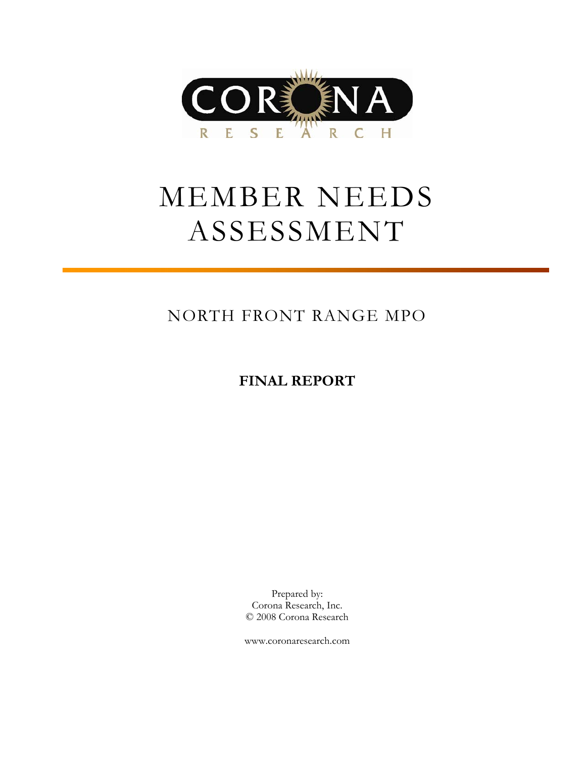CORONA

RESEARCH

# MEMBER NEEDS ASSESSMENT

## NORTH FRONT RANGE MPO

**FINAL REPORT**

Prepared by:
Corona Research, Inc.
© 2008 Corona Research

www.coronaresearch.com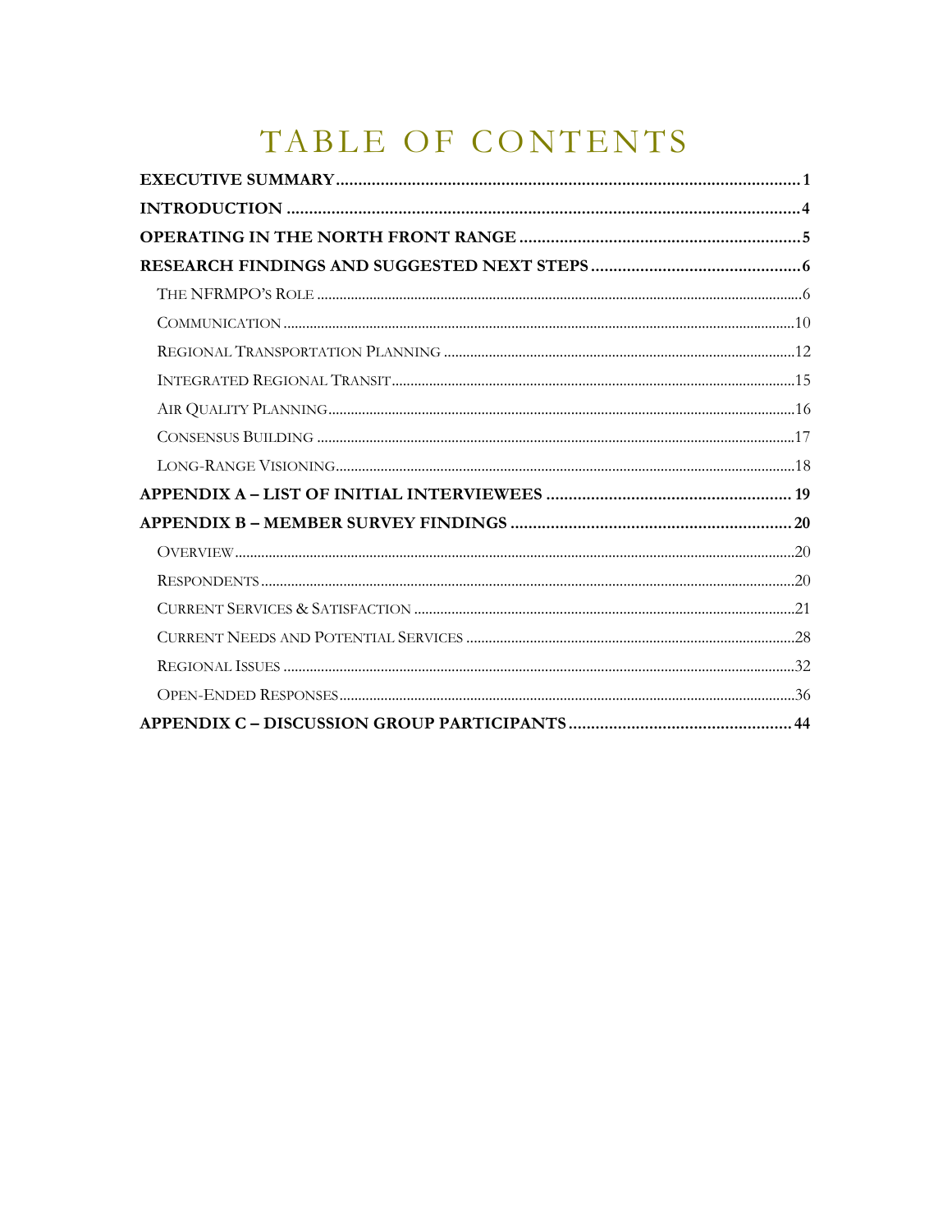# TABLE OF CONTENTS

**EXECUTIVE SUMMARY** .......... **1**

**INTRODUCTION** .......... **4**

**OPERATING IN THE NORTH FRONT RANGE** .......... **5**

**RESEARCH FINDINGS AND SUGGESTED NEXT STEPS** .......... **6**

- The NFRMPO's Role .......... 6
- Communication .......... 10
- Regional Transportation Planning .......... 12
- Integrated Regional Transit .......... 15
- Air Quality Planning .......... 16
- Consensus Building .......... 17
- Long-Range Visioning .......... 18

**APPENDIX A – LIST OF INITIAL INTERVIEWEES** .......... **19**

**APPENDIX B – MEMBER SURVEY FINDINGS** .......... **20**

- Overview .......... 20
- Respondents .......... 20
- Current Services & Satisfaction .......... 21
- Current Needs and Potential Services .......... 28
- Regional Issues .......... 32
- Open-Ended Responses .......... 36

**APPENDIX C – DISCUSSION GROUP PARTICIPANTS** .......... **44**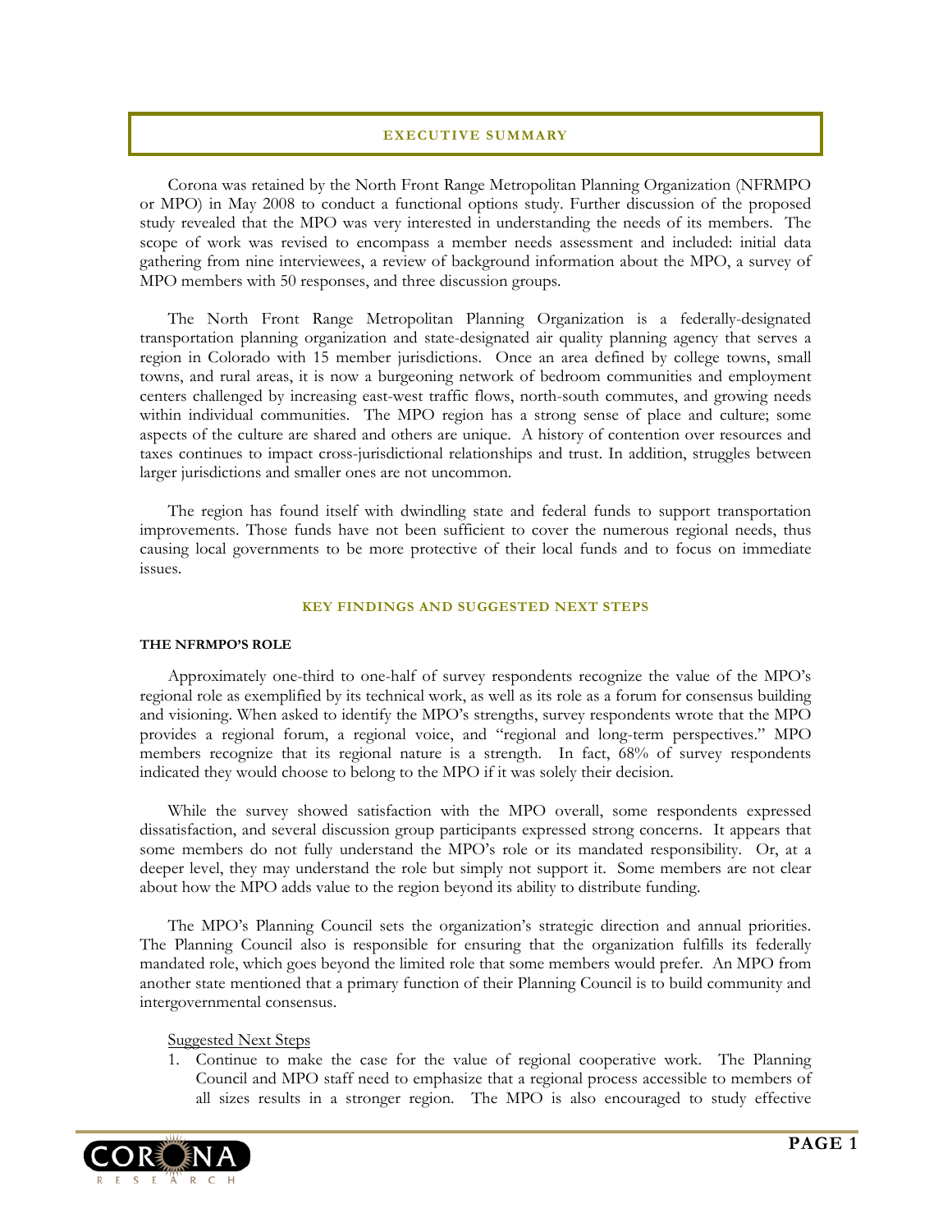## EXECUTIVE SUMMARY

Corona was retained by the North Front Range Metropolitan Planning Organization (NFRMPO or MPO) in May 2008 to conduct a functional options study. Further discussion of the proposed study revealed that the MPO was very interested in understanding the needs of its members. The scope of work was revised to encompass a member needs assessment and included: initial data gathering from nine interviewees, a review of background information about the MPO, a survey of MPO members with 50 responses, and three discussion groups.

The North Front Range Metropolitan Planning Organization is a federally-designated transportation planning organization and state-designated air quality planning agency that serves a region in Colorado with 15 member jurisdictions. Once an area defined by college towns, small towns, and rural areas, it is now a burgeoning network of bedroom communities and employment centers challenged by increasing east-west traffic flows, north-south commutes, and growing needs within individual communities. The MPO region has a strong sense of place and culture; some aspects of the culture are shared and others are unique. A history of contention over resources and taxes continues to impact cross-jurisdictional relationships and trust. In addition, struggles between larger jurisdictions and smaller ones are not uncommon.

The region has found itself with dwindling state and federal funds to support transportation improvements. Those funds have not been sufficient to cover the numerous regional needs, thus causing local governments to be more protective of their local funds and to focus on immediate issues.

### KEY FINDINGS AND SUGGESTED NEXT STEPS

#### THE NFRMPO'S ROLE

Approximately one-third to one-half of survey respondents recognize the value of the MPO's regional role as exemplified by its technical work, as well as its role as a forum for consensus building and visioning. When asked to identify the MPO's strengths, survey respondents wrote that the MPO provides a regional forum, a regional voice, and "regional and long-term perspectives." MPO members recognize that its regional nature is a strength. In fact, 68% of survey respondents indicated they would choose to belong to the MPO if it was solely their decision.

While the survey showed satisfaction with the MPO overall, some respondents expressed dissatisfaction, and several discussion group participants expressed strong concerns. It appears that some members do not fully understand the MPO's role or its mandated responsibility. Or, at a deeper level, they may understand the role but simply not support it. Some members are not clear about how the MPO adds value to the region beyond its ability to distribute funding.

The MPO's Planning Council sets the organization's strategic direction and annual priorities. The Planning Council also is responsible for ensuring that the organization fulfills its federally mandated role, which goes beyond the limited role that some members would prefer. An MPO from another state mentioned that a primary function of their Planning Council is to build community and intergovernmental consensus.

Suggested Next Steps

1. Continue to make the case for the value of regional cooperative work. The Planning Council and MPO staff need to emphasize that a regional process accessible to members of all sizes results in a stronger region. The MPO is also encouraged to study effective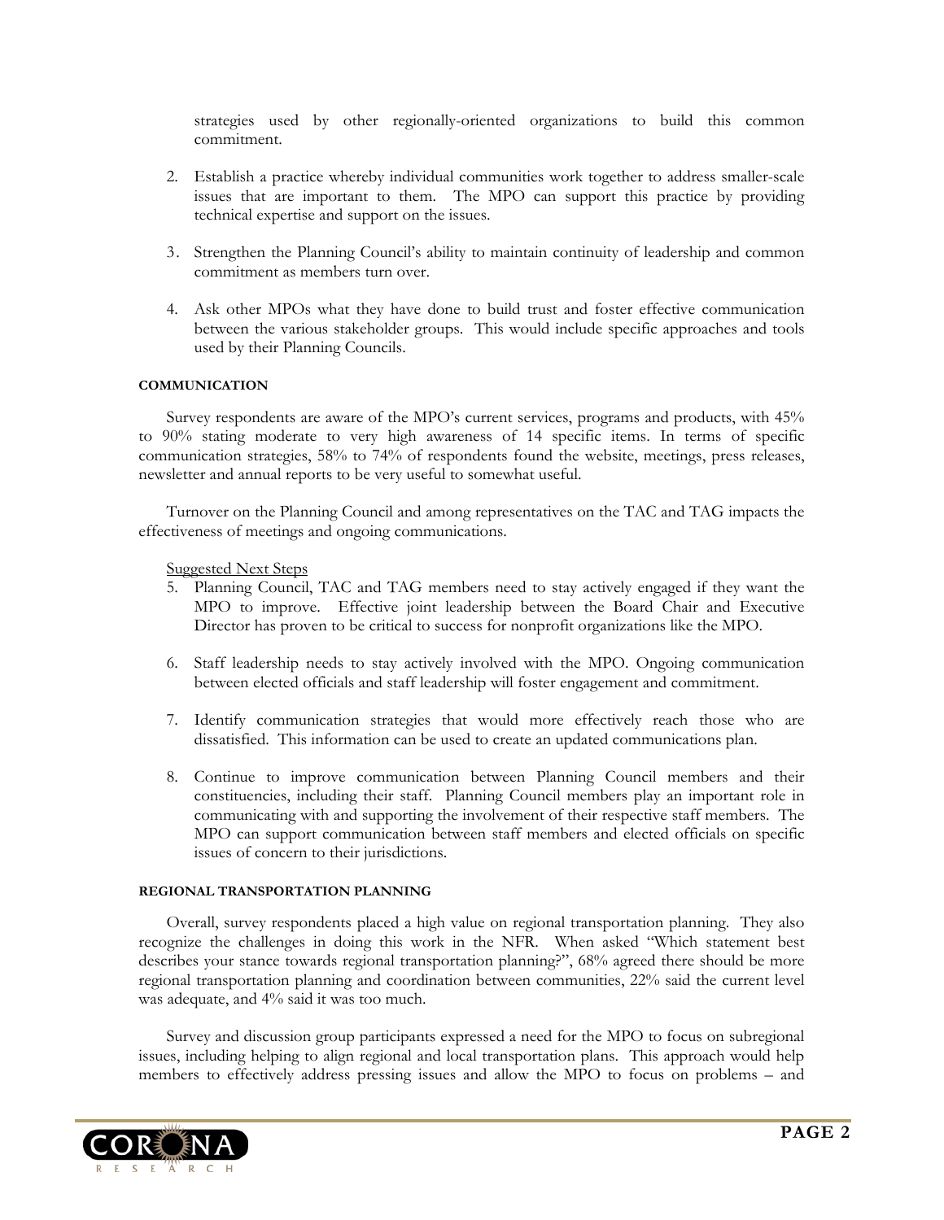strategies used by other regionally-oriented organizations to build this common commitment.

2. Establish a practice whereby individual communities work together to address smaller-scale issues that are important to them. The MPO can support this practice by providing technical expertise and support on the issues.

3. Strengthen the Planning Council's ability to maintain continuity of leadership and common commitment as members turn over.

4. Ask other MPOs what they have done to build trust and foster effective communication between the various stakeholder groups. This would include specific approaches and tools used by their Planning Councils.

#### COMMUNICATION

Survey respondents are aware of the MPO's current services, programs and products, with 45% to 90% stating moderate to very high awareness of 14 specific items. In terms of specific communication strategies, 58% to 74% of respondents found the website, meetings, press releases, newsletter and annual reports to be very useful to somewhat useful.

Turnover on the Planning Council and among representatives on the TAC and TAG impacts the effectiveness of meetings and ongoing communications.

Suggested Next Steps

5. Planning Council, TAC and TAG members need to stay actively engaged if they want the MPO to improve. Effective joint leadership between the Board Chair and Executive Director has proven to be critical to success for nonprofit organizations like the MPO.

6. Staff leadership needs to stay actively involved with the MPO. Ongoing communication between elected officials and staff leadership will foster engagement and commitment.

7. Identify communication strategies that would more effectively reach those who are dissatisfied. This information can be used to create an updated communications plan.

8. Continue to improve communication between Planning Council members and their constituencies, including their staff. Planning Council members play an important role in communicating with and supporting the involvement of their respective staff members. The MPO can support communication between staff members and elected officials on specific issues of concern to their jurisdictions.

#### REGIONAL TRANSPORTATION PLANNING

Overall, survey respondents placed a high value on regional transportation planning. They also recognize the challenges in doing this work in the NFR. When asked "Which statement best describes your stance towards regional transportation planning?", 68% agreed there should be more regional transportation planning and coordination between communities, 22% said the current level was adequate, and 4% said it was too much.

Survey and discussion group participants expressed a need for the MPO to focus on subregional issues, including helping to align regional and local transportation plans. This approach would help members to effectively address pressing issues and allow the MPO to focus on problems – and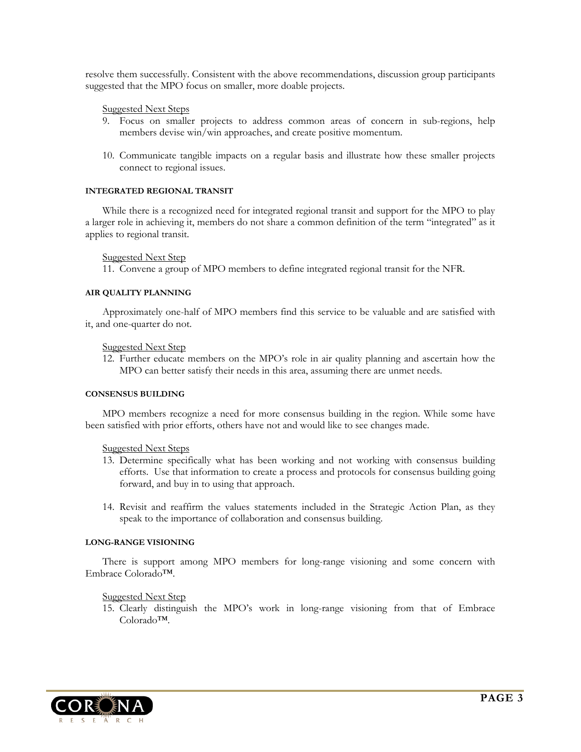resolve them successfully. Consistent with the above recommendations, discussion group participants suggested that the MPO focus on smaller, more doable projects.

Suggested Next Steps

9. Focus on smaller projects to address common areas of concern in sub-regions, help members devise win/win approaches, and create positive momentum.

10. Communicate tangible impacts on a regular basis and illustrate how these smaller projects connect to regional issues.

#### INTEGRATED REGIONAL TRANSIT

While there is a recognized need for integrated regional transit and support for the MPO to play a larger role in achieving it, members do not share a common definition of the term "integrated" as it applies to regional transit.

Suggested Next Step

11. Convene a group of MPO members to define integrated regional transit for the NFR.

#### AIR QUALITY PLANNING

Approximately one-half of MPO members find this service to be valuable and are satisfied with it, and one-quarter do not.

Suggested Next Step

12. Further educate members on the MPO's role in air quality planning and ascertain how the MPO can better satisfy their needs in this area, assuming there are unmet needs.

#### CONSENSUS BUILDING

MPO members recognize a need for more consensus building in the region. While some have been satisfied with prior efforts, others have not and would like to see changes made.

Suggested Next Steps

13. Determine specifically what has been working and not working with consensus building efforts. Use that information to create a process and protocols for consensus building going forward, and buy in to using that approach.

14. Revisit and reaffirm the values statements included in the Strategic Action Plan, as they speak to the importance of collaboration and consensus building.

#### LONG-RANGE VISIONING

There is support among MPO members for long-range visioning and some concern with Embrace Colorado™.

Suggested Next Step

15. Clearly distinguish the MPO's work in long-range visioning from that of Embrace Colorado™.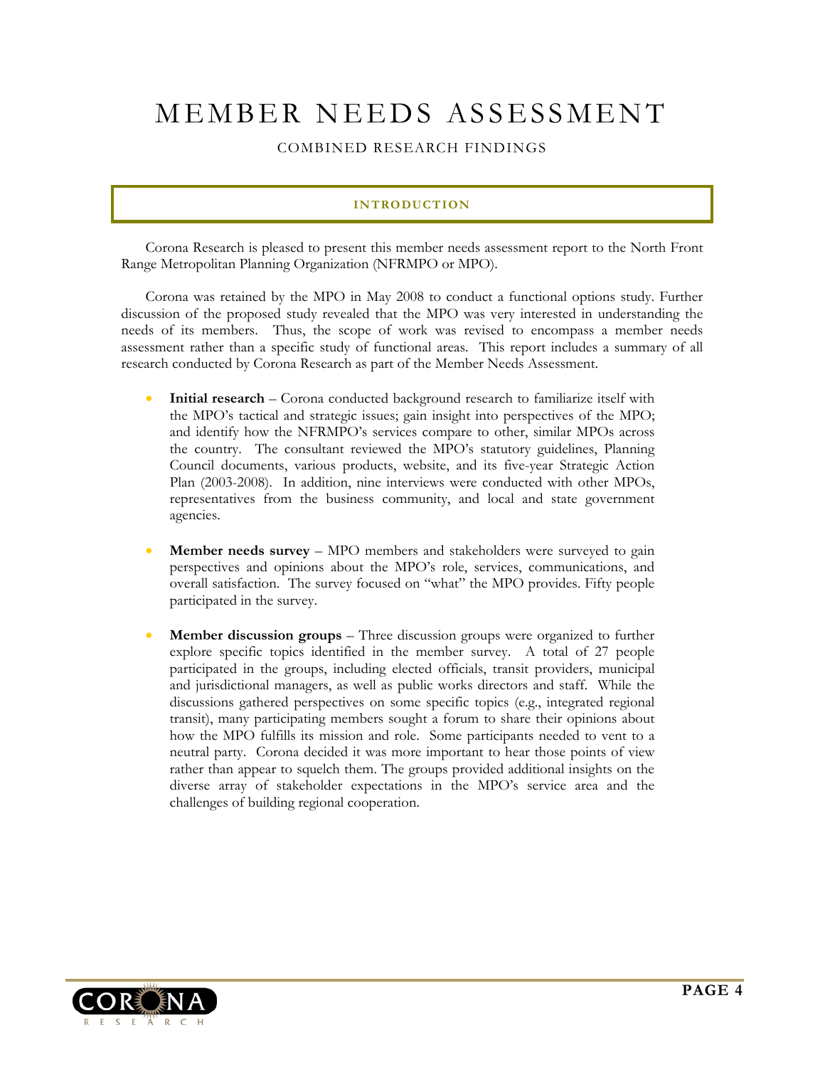# MEMBER NEEDS ASSESSMENT

COMBINED RESEARCH FINDINGS

## INTRODUCTION

Corona Research is pleased to present this member needs assessment report to the North Front Range Metropolitan Planning Organization (NFRMPO or MPO).

Corona was retained by the MPO in May 2008 to conduct a functional options study. Further discussion of the proposed study revealed that the MPO was very interested in understanding the needs of its members. Thus, the scope of work was revised to encompass a member needs assessment rather than a specific study of functional areas. This report includes a summary of all research conducted by Corona Research as part of the Member Needs Assessment.

- **Initial research** – Corona conducted background research to familiarize itself with the MPO's tactical and strategic issues; gain insight into perspectives of the MPO; and identify how the NFRMPO's services compare to other, similar MPOs across the country. The consultant reviewed the MPO's statutory guidelines, Planning Council documents, various products, website, and its five-year Strategic Action Plan (2003-2008). In addition, nine interviews were conducted with other MPOs, representatives from the business community, and local and state government agencies.

- **Member needs survey** – MPO members and stakeholders were surveyed to gain perspectives and opinions about the MPO's role, services, communications, and overall satisfaction. The survey focused on "what" the MPO provides. Fifty people participated in the survey.

- **Member discussion groups** – Three discussion groups were organized to further explore specific topics identified in the member survey. A total of 27 people participated in the groups, including elected officials, transit providers, municipal and jurisdictional managers, as well as public works directors and staff. While the discussions gathered perspectives on some specific topics (e.g., integrated regional transit), many participating members sought a forum to share their opinions about how the MPO fulfills its mission and role. Some participants needed to vent to a neutral party. Corona decided it was more important to hear those points of view rather than appear to squelch them. The groups provided additional insights on the diverse array of stakeholder expectations in the MPO's service area and the challenges of building regional cooperation.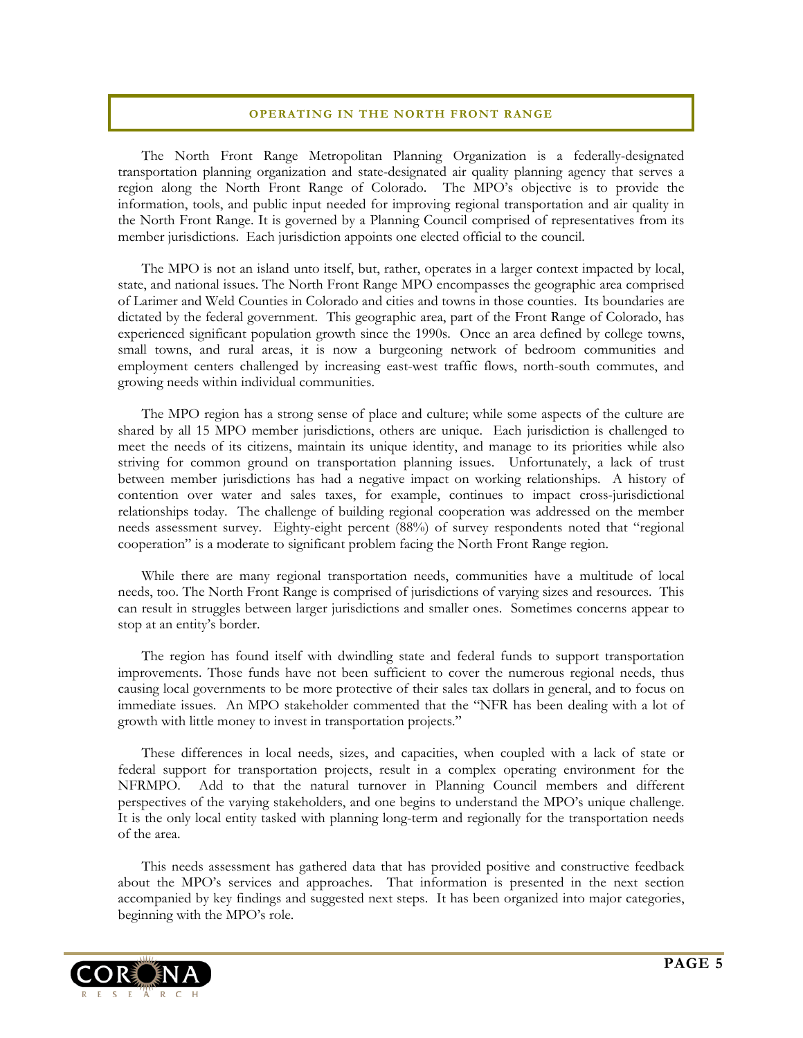## OPERATING IN THE NORTH FRONT RANGE

The North Front Range Metropolitan Planning Organization is a federally-designated transportation planning organization and state-designated air quality planning agency that serves a region along the North Front Range of Colorado. The MPO's objective is to provide the information, tools, and public input needed for improving regional transportation and air quality in the North Front Range. It is governed by a Planning Council comprised of representatives from its member jurisdictions. Each jurisdiction appoints one elected official to the council.

The MPO is not an island unto itself, but, rather, operates in a larger context impacted by local, state, and national issues. The North Front Range MPO encompasses the geographic area comprised of Larimer and Weld Counties in Colorado and cities and towns in those counties. Its boundaries are dictated by the federal government. This geographic area, part of the Front Range of Colorado, has experienced significant population growth since the 1990s. Once an area defined by college towns, small towns, and rural areas, it is now a burgeoning network of bedroom communities and employment centers challenged by increasing east-west traffic flows, north-south commutes, and growing needs within individual communities.

The MPO region has a strong sense of place and culture; while some aspects of the culture are shared by all 15 MPO member jurisdictions, others are unique. Each jurisdiction is challenged to meet the needs of its citizens, maintain its unique identity, and manage to its priorities while also striving for common ground on transportation planning issues. Unfortunately, a lack of trust between member jurisdictions has had a negative impact on working relationships. A history of contention over water and sales taxes, for example, continues to impact cross-jurisdictional relationships today. The challenge of building regional cooperation was addressed on the member needs assessment survey. Eighty-eight percent (88%) of survey respondents noted that "regional cooperation" is a moderate to significant problem facing the North Front Range region.

While there are many regional transportation needs, communities have a multitude of local needs, too. The North Front Range is comprised of jurisdictions of varying sizes and resources. This can result in struggles between larger jurisdictions and smaller ones. Sometimes concerns appear to stop at an entity's border.

The region has found itself with dwindling state and federal funds to support transportation improvements. Those funds have not been sufficient to cover the numerous regional needs, thus causing local governments to be more protective of their sales tax dollars in general, and to focus on immediate issues. An MPO stakeholder commented that the "NFR has been dealing with a lot of growth with little money to invest in transportation projects."

These differences in local needs, sizes, and capacities, when coupled with a lack of state or federal support for transportation projects, result in a complex operating environment for the NFRMPO. Add to that the natural turnover in Planning Council members and different perspectives of the varying stakeholders, and one begins to understand the MPO's unique challenge. It is the only local entity tasked with planning long-term and regionally for the transportation needs of the area.

This needs assessment has gathered data that has provided positive and constructive feedback about the MPO's services and approaches. That information is presented in the next section accompanied by key findings and suggested next steps. It has been organized into major categories, beginning with the MPO's role.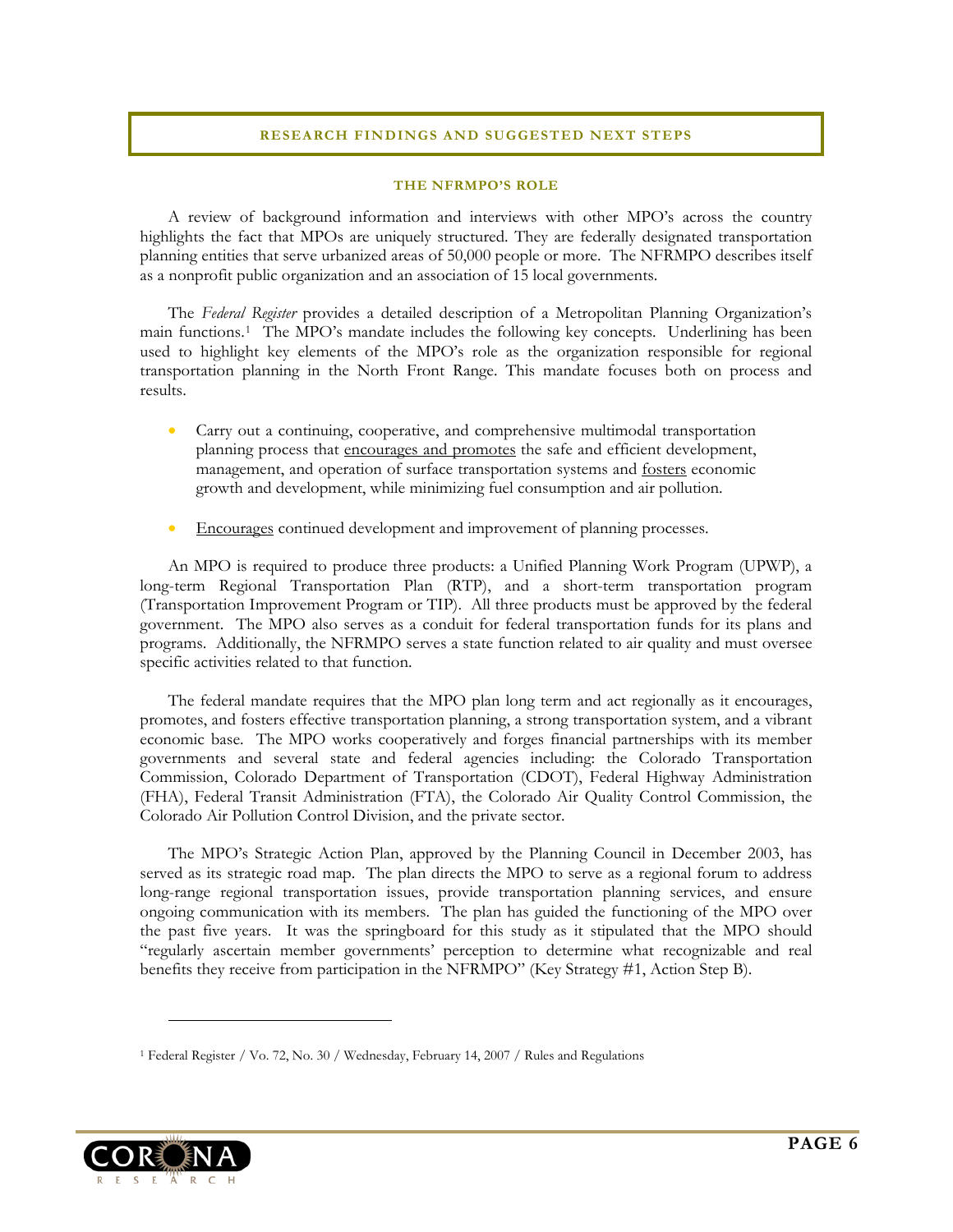## RESEARCH FINDINGS AND SUGGESTED NEXT STEPS

### THE NFRMPO'S ROLE

A review of background information and interviews with other MPO's across the country highlights the fact that MPOs are uniquely structured. They are federally designated transportation planning entities that serve urbanized areas of 50,000 people or more. The NFRMPO describes itself as a nonprofit public organization and an association of 15 local governments.

The *Federal Register* provides a detailed description of a Metropolitan Planning Organization's main functions.[1] The MPO's mandate includes the following key concepts. Underlining has been used to highlight key elements of the MPO's role as the organization responsible for regional transportation planning in the North Front Range. This mandate focuses both on process and results.

- Carry out a continuing, cooperative, and comprehensive multimodal transportation planning process that <u>encourages and promotes</u> the safe and efficient development, management, and operation of surface transportation systems and <u>fosters</u> economic growth and development, while minimizing fuel consumption and air pollution.
- <u>Encourages</u> continued development and improvement of planning processes.

An MPO is required to produce three products: a Unified Planning Work Program (UPWP), a long-term Regional Transportation Plan (RTP), and a short-term transportation program (Transportation Improvement Program or TIP). All three products must be approved by the federal government. The MPO also serves as a conduit for federal transportation funds for its plans and programs. Additionally, the NFRMPO serves a state function related to air quality and must oversee specific activities related to that function.

The federal mandate requires that the MPO plan long term and act regionally as it encourages, promotes, and fosters effective transportation planning, a strong transportation system, and a vibrant economic base. The MPO works cooperatively and forges financial partnerships with its member governments and several state and federal agencies including: the Colorado Transportation Commission, Colorado Department of Transportation (CDOT), Federal Highway Administration (FHA), Federal Transit Administration (FTA), the Colorado Air Quality Control Commission, the Colorado Air Pollution Control Division, and the private sector.

The MPO's Strategic Action Plan, approved by the Planning Council in December 2003, has served as its strategic road map. The plan directs the MPO to serve as a regional forum to address long-range regional transportation issues, provide transportation planning services, and ensure ongoing communication with its members. The plan has guided the functioning of the MPO over the past five years. It was the springboard for this study as it stipulated that the MPO should "regularly ascertain member governments' perception to determine what recognizable and real benefits they receive from participation in the NFRMPO" (Key Strategy #1, Action Step B).

---

[1] Federal Register / Vo. 72, No. 30 / Wednesday, February 14, 2007 / Rules and Regulations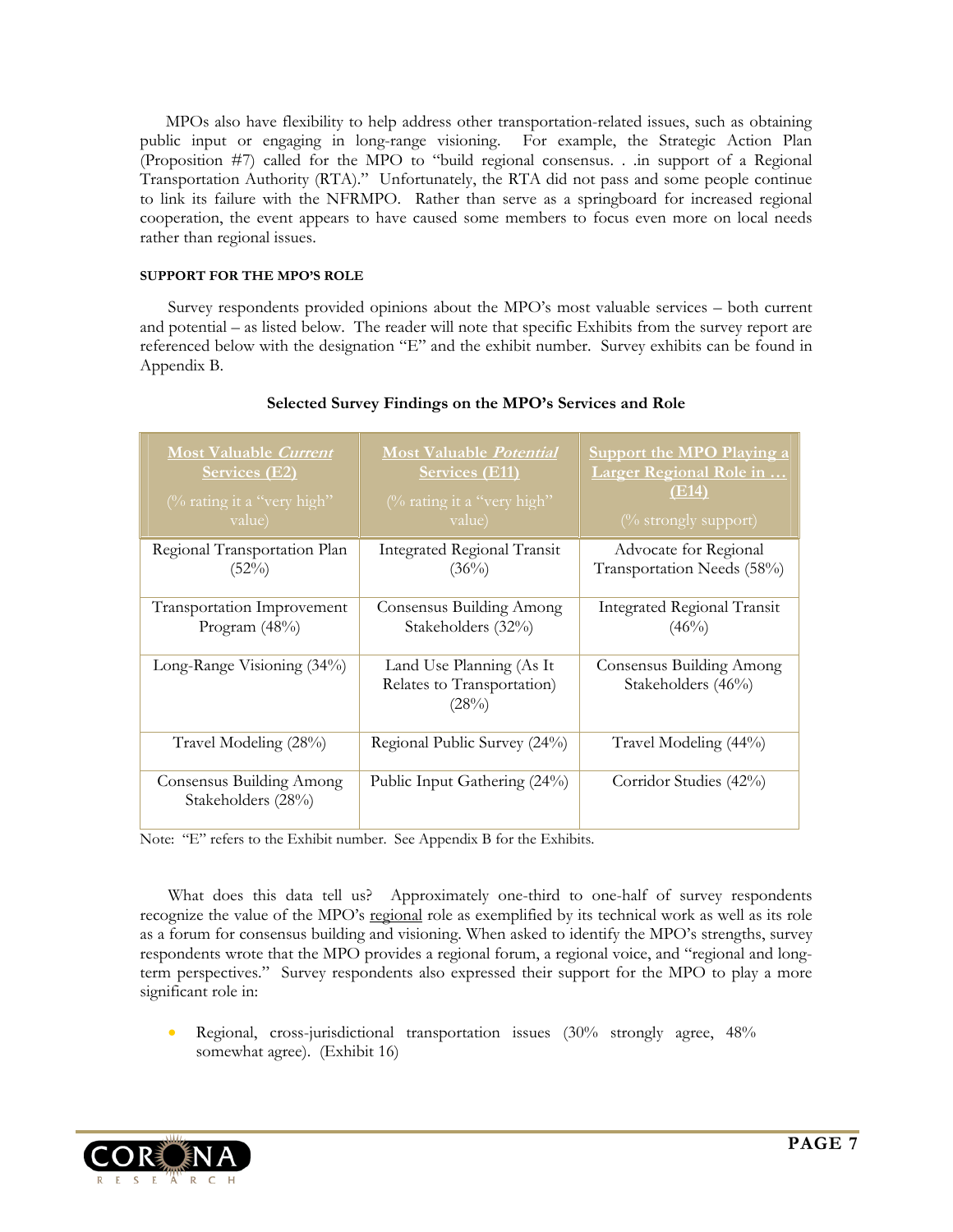MPOs also have flexibility to help address other transportation-related issues, such as obtaining public input or engaging in long-range visioning. For example, the Strategic Action Plan (Proposition #7) called for the MPO to "build regional consensus. . .in support of a Regional Transportation Authority (RTA)." Unfortunately, the RTA did not pass and some people continue to link its failure with the NFRMPO. Rather than serve as a springboard for increased regional cooperation, the event appears to have caused some members to focus even more on local needs rather than regional issues.

#### SUPPORT FOR THE MPO'S ROLE

Survey respondents provided opinions about the MPO's most valuable services – both current and potential – as listed below. The reader will note that specific Exhibits from the survey report are referenced below with the designation "E" and the exhibit number. Survey exhibits can be found in Appendix B.

**Selected Survey Findings on the MPO's Services and Role**

| Most Valuable *Current* Services (E2) (% rating it a "very high" value) | Most Valuable *Potential* Services (E11) (% rating it a "very high" value) | Support the MPO Playing a Larger Regional Role in … (E14) (% strongly support) |
|---|---|---|
| Regional Transportation Plan (52%) | Integrated Regional Transit (36%) | Advocate for Regional Transportation Needs (58%) |
| Transportation Improvement Program (48%) | Consensus Building Among Stakeholders (32%) | Integrated Regional Transit (46%) |
| Long-Range Visioning (34%) | Land Use Planning (As It Relates to Transportation) (28%) | Consensus Building Among Stakeholders (46%) |
| Travel Modeling (28%) | Regional Public Survey (24%) | Travel Modeling (44%) |
| Consensus Building Among Stakeholders (28%) | Public Input Gathering (24%) | Corridor Studies (42%) |

Note: "E" refers to the Exhibit number. See Appendix B for the Exhibits.

What does this data tell us? Approximately one-third to one-half of survey respondents recognize the value of the MPO's regional role as exemplified by its technical work as well as its role as a forum for consensus building and visioning. When asked to identify the MPO's strengths, survey respondents wrote that the MPO provides a regional forum, a regional voice, and "regional and long-term perspectives." Survey respondents also expressed their support for the MPO to play a more significant role in:

- Regional, cross-jurisdictional transportation issues (30% strongly agree, 48% somewhat agree). (Exhibit 16)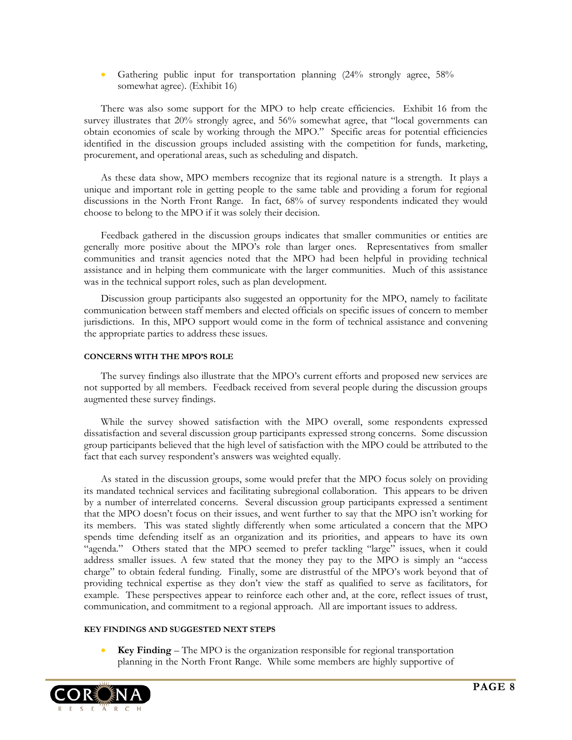- Gathering public input for transportation planning (24% strongly agree, 58% somewhat agree). (Exhibit 16)

There was also some support for the MPO to help create efficiencies. Exhibit 16 from the survey illustrates that 20% strongly agree, and 56% somewhat agree, that "local governments can obtain economies of scale by working through the MPO." Specific areas for potential efficiencies identified in the discussion groups included assisting with the competition for funds, marketing, procurement, and operational areas, such as scheduling and dispatch.

As these data show, MPO members recognize that its regional nature is a strength. It plays a unique and important role in getting people to the same table and providing a forum for regional discussions in the North Front Range. In fact, 68% of survey respondents indicated they would choose to belong to the MPO if it was solely their decision.

Feedback gathered in the discussion groups indicates that smaller communities or entities are generally more positive about the MPO's role than larger ones. Representatives from smaller communities and transit agencies noted that the MPO had been helpful in providing technical assistance and in helping them communicate with the larger communities. Much of this assistance was in the technical support roles, such as plan development.

Discussion group participants also suggested an opportunity for the MPO, namely to facilitate communication between staff members and elected officials on specific issues of concern to member jurisdictions. In this, MPO support would come in the form of technical assistance and convening the appropriate parties to address these issues.

#### CONCERNS WITH THE MPO'S ROLE

The survey findings also illustrate that the MPO's current efforts and proposed new services are not supported by all members. Feedback received from several people during the discussion groups augmented these survey findings.

While the survey showed satisfaction with the MPO overall, some respondents expressed dissatisfaction and several discussion group participants expressed strong concerns. Some discussion group participants believed that the high level of satisfaction with the MPO could be attributed to the fact that each survey respondent's answers was weighted equally.

As stated in the discussion groups, some would prefer that the MPO focus solely on providing its mandated technical services and facilitating subregional collaboration. This appears to be driven by a number of interrelated concerns. Several discussion group participants expressed a sentiment that the MPO doesn't focus on their issues, and went further to say that the MPO isn't working for its members. This was stated slightly differently when some articulated a concern that the MPO spends time defending itself as an organization and its priorities, and appears to have its own "agenda." Others stated that the MPO seemed to prefer tackling "large" issues, when it could address smaller issues. A few stated that the money they pay to the MPO is simply an "access charge" to obtain federal funding. Finally, some are distrustful of the MPO's work beyond that of providing technical expertise as they don't view the staff as qualified to serve as facilitators, for example. These perspectives appear to reinforce each other and, at the core, reflect issues of trust, communication, and commitment to a regional approach. All are important issues to address.

#### KEY FINDINGS AND SUGGESTED NEXT STEPS

- **Key Finding** – The MPO is the organization responsible for regional transportation planning in the North Front Range. While some members are highly supportive of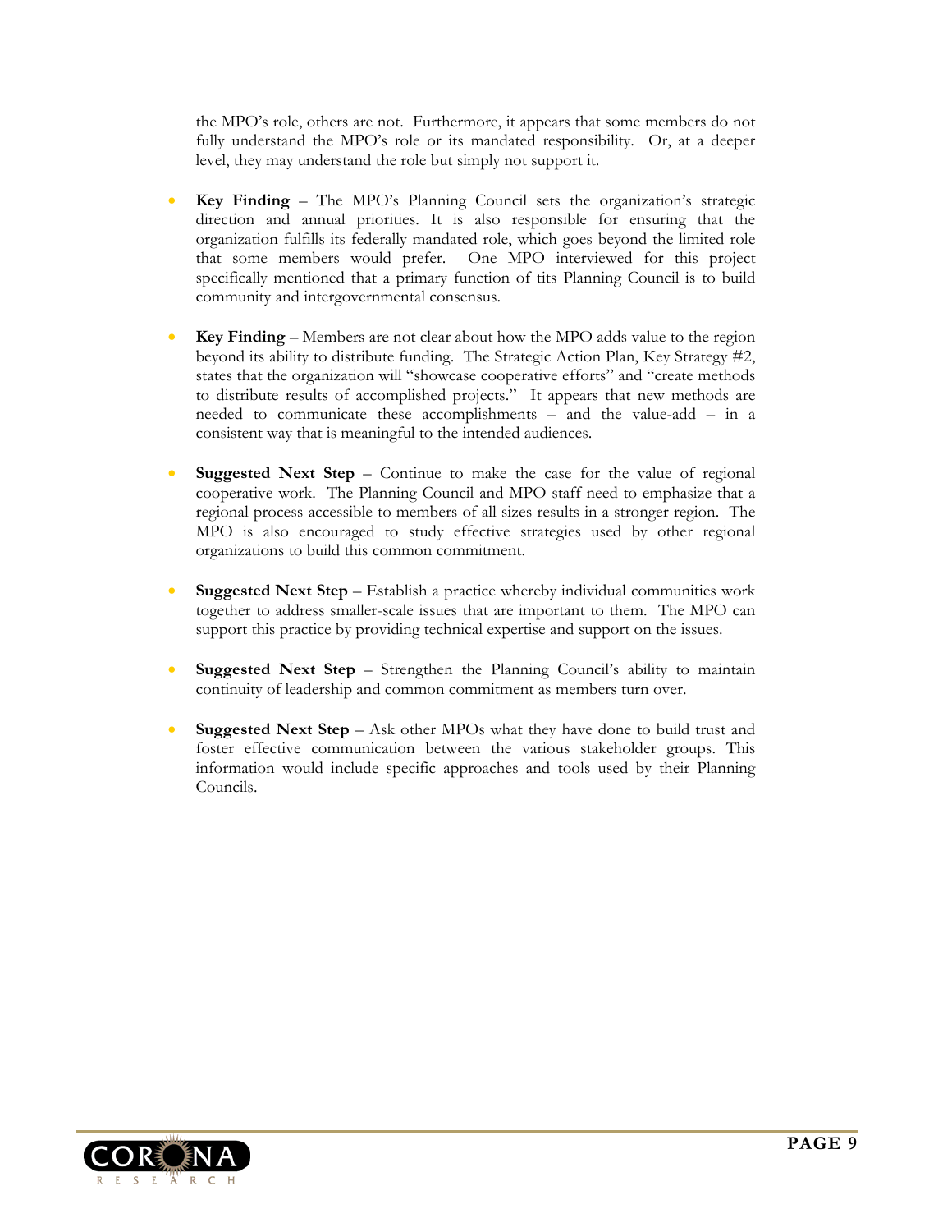the MPO's role, others are not. Furthermore, it appears that some members do not fully understand the MPO's role or its mandated responsibility. Or, at a deeper level, they may understand the role but simply not support it.

- **Key Finding** – The MPO's Planning Council sets the organization's strategic direction and annual priorities. It is also responsible for ensuring that the organization fulfills its federally mandated role, which goes beyond the limited role that some members would prefer. One MPO interviewed for this project specifically mentioned that a primary function of tits Planning Council is to build community and intergovernmental consensus.

- **Key Finding** – Members are not clear about how the MPO adds value to the region beyond its ability to distribute funding. The Strategic Action Plan, Key Strategy #2, states that the organization will "showcase cooperative efforts" and "create methods to distribute results of accomplished projects." It appears that new methods are needed to communicate these accomplishments – and the value-add – in a consistent way that is meaningful to the intended audiences.

- **Suggested Next Step** – Continue to make the case for the value of regional cooperative work. The Planning Council and MPO staff need to emphasize that a regional process accessible to members of all sizes results in a stronger region. The MPO is also encouraged to study effective strategies used by other regional organizations to build this common commitment.

- **Suggested Next Step** – Establish a practice whereby individual communities work together to address smaller-scale issues that are important to them. The MPO can support this practice by providing technical expertise and support on the issues.

- **Suggested Next Step** – Strengthen the Planning Council's ability to maintain continuity of leadership and common commitment as members turn over.

- **Suggested Next Step** – Ask other MPOs what they have done to build trust and foster effective communication between the various stakeholder groups. This information would include specific approaches and tools used by their Planning Councils.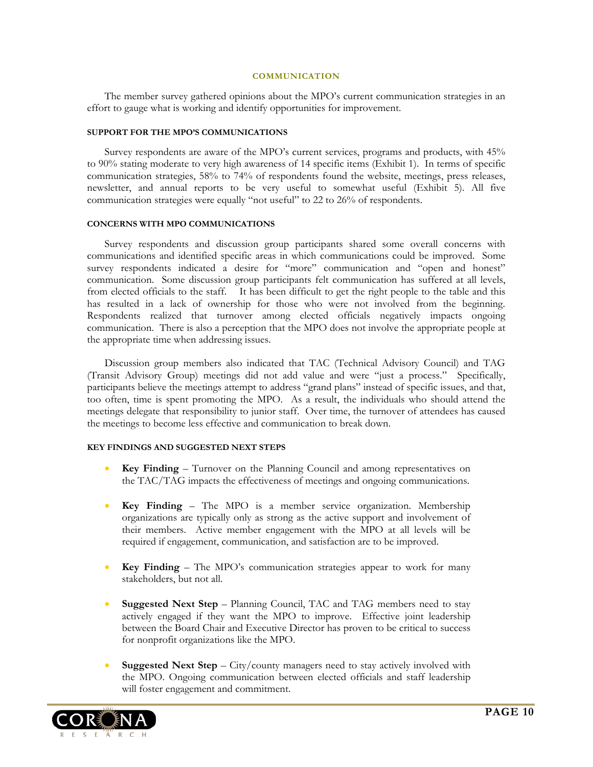## COMMUNICATION

The member survey gathered opinions about the MPO's current communication strategies in an effort to gauge what is working and identify opportunities for improvement.

### SUPPORT FOR THE MPO'S COMMUNICATIONS

Survey respondents are aware of the MPO's current services, programs and products, with 45% to 90% stating moderate to very high awareness of 14 specific items (Exhibit 1). In terms of specific communication strategies, 58% to 74% of respondents found the website, meetings, press releases, newsletter, and annual reports to be very useful to somewhat useful (Exhibit 5). All five communication strategies were equally "not useful" to 22 to 26% of respondents.

### CONCERNS WITH MPO COMMUNICATIONS

Survey respondents and discussion group participants shared some overall concerns with communications and identified specific areas in which communications could be improved. Some survey respondents indicated a desire for "more" communication and "open and honest" communication. Some discussion group participants felt communication has suffered at all levels, from elected officials to the staff. It has been difficult to get the right people to the table and this has resulted in a lack of ownership for those who were not involved from the beginning. Respondents realized that turnover among elected officials negatively impacts ongoing communication. There is also a perception that the MPO does not involve the appropriate people at the appropriate time when addressing issues.

Discussion group members also indicated that TAC (Technical Advisory Council) and TAG (Transit Advisory Group) meetings did not add value and were "just a process." Specifically, participants believe the meetings attempt to address "grand plans" instead of specific issues, and that, too often, time is spent promoting the MPO. As a result, the individuals who should attend the meetings delegate that responsibility to junior staff. Over time, the turnover of attendees has caused the meetings to become less effective and communication to break down.

### KEY FINDINGS AND SUGGESTED NEXT STEPS

- **Key Finding** – Turnover on the Planning Council and among representatives on the TAC/TAG impacts the effectiveness of meetings and ongoing communications.
- **Key Finding** – The MPO is a member service organization. Membership organizations are typically only as strong as the active support and involvement of their members. Active member engagement with the MPO at all levels will be required if engagement, communication, and satisfaction are to be improved.
- **Key Finding** – The MPO's communication strategies appear to work for many stakeholders, but not all.
- **Suggested Next Step** – Planning Council, TAC and TAG members need to stay actively engaged if they want the MPO to improve. Effective joint leadership between the Board Chair and Executive Director has proven to be critical to success for nonprofit organizations like the MPO.
- **Suggested Next Step** – City/county managers need to stay actively involved with the MPO. Ongoing communication between elected officials and staff leadership will foster engagement and commitment.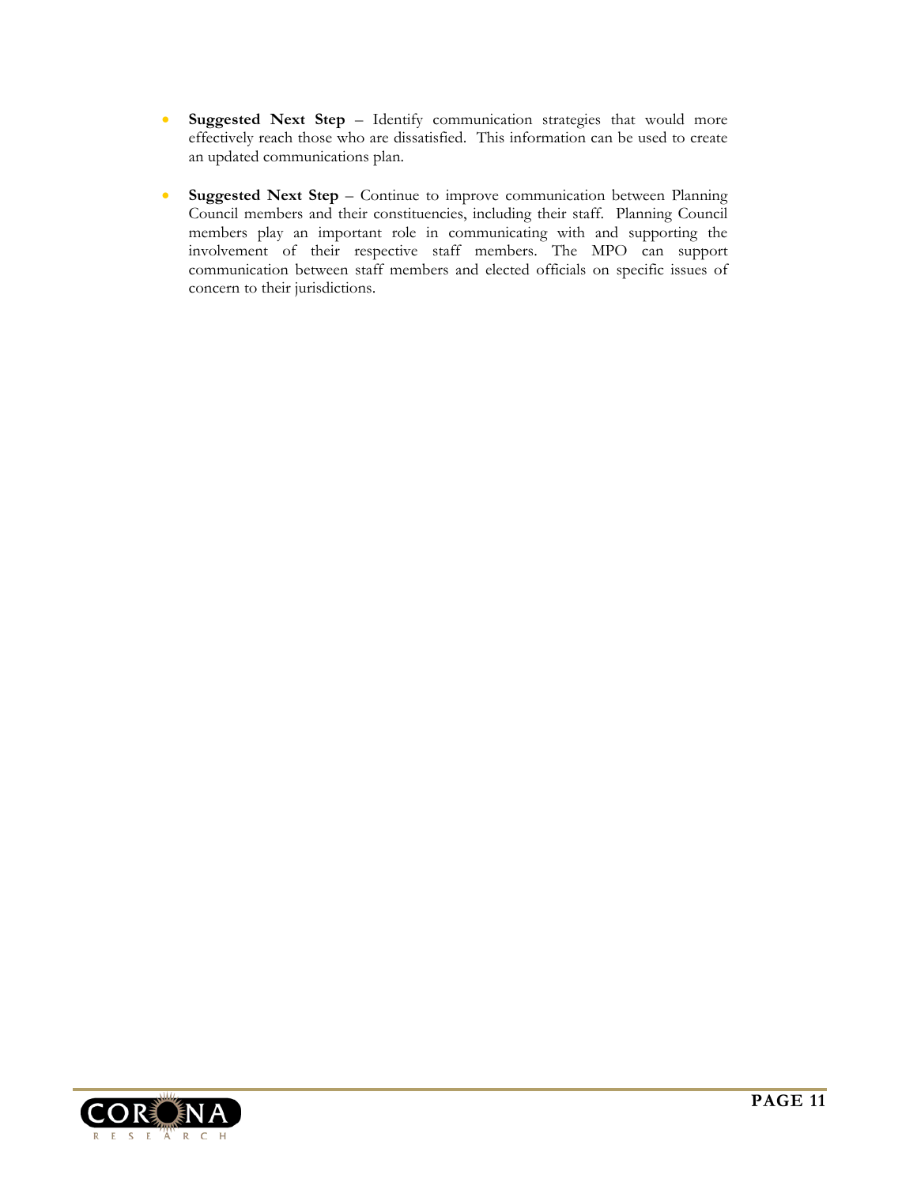- **Suggested Next Step** – Identify communication strategies that would more effectively reach those who are dissatisfied. This information can be used to create an updated communications plan.

- **Suggested Next Step** – Continue to improve communication between Planning Council members and their constituencies, including their staff. Planning Council members play an important role in communicating with and supporting the involvement of their respective staff members. The MPO can support communication between staff members and elected officials on specific issues of concern to their jurisdictions.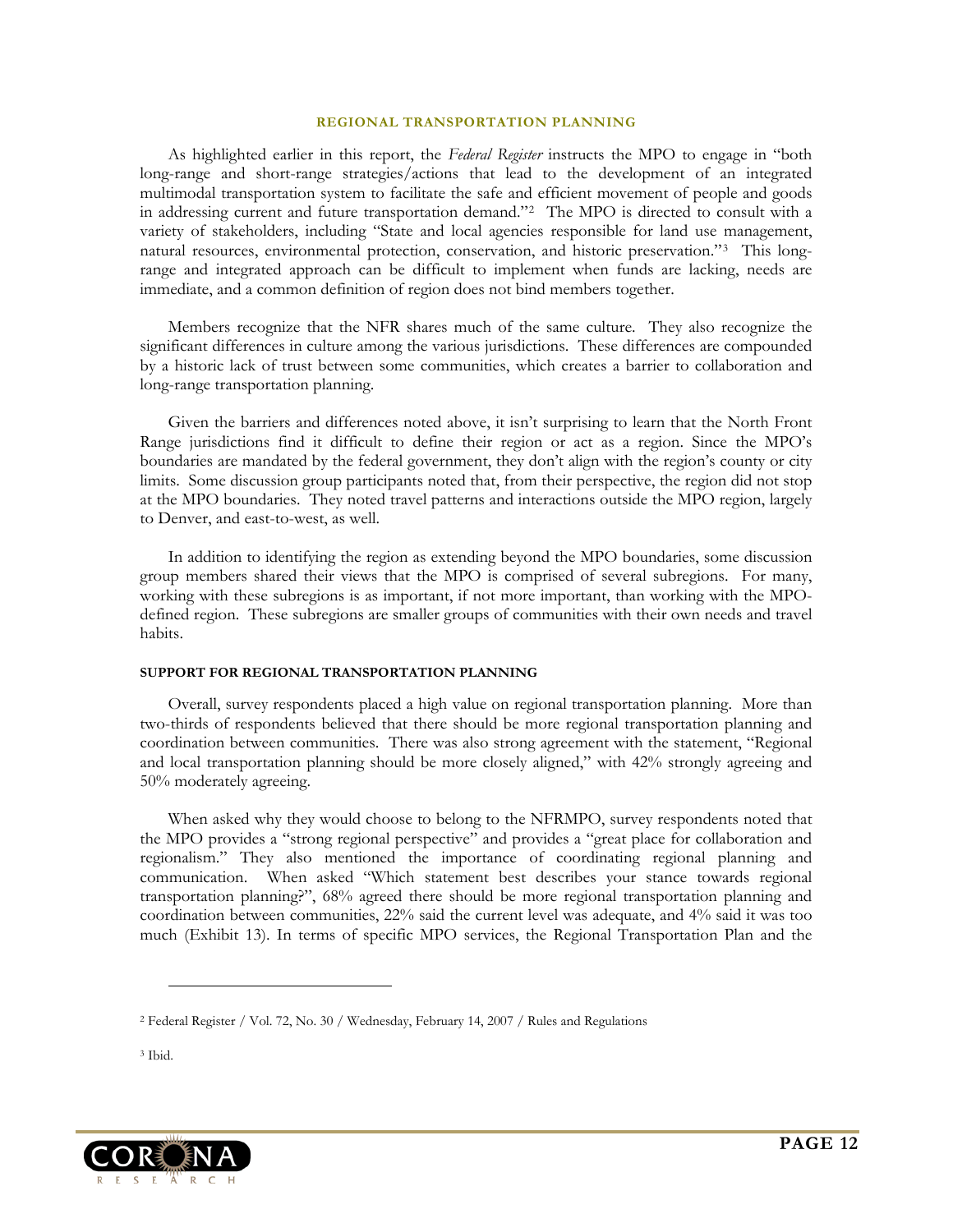## REGIONAL TRANSPORTATION PLANNING

As highlighted earlier in this report, the *Federal Register* instructs the MPO to engage in "both long-range and short-range strategies/actions that lead to the development of an integrated multimodal transportation system to facilitate the safe and efficient movement of people and goods in addressing current and future transportation demand."[2] The MPO is directed to consult with a variety of stakeholders, including "State and local agencies responsible for land use management, natural resources, environmental protection, conservation, and historic preservation."[3] This long-range and integrated approach can be difficult to implement when funds are lacking, needs are immediate, and a common definition of region does not bind members together.

Members recognize that the NFR shares much of the same culture. They also recognize the significant differences in culture among the various jurisdictions. These differences are compounded by a historic lack of trust between some communities, which creates a barrier to collaboration and long-range transportation planning.

Given the barriers and differences noted above, it isn't surprising to learn that the North Front Range jurisdictions find it difficult to define their region or act as a region. Since the MPO's boundaries are mandated by the federal government, they don't align with the region's county or city limits. Some discussion group participants noted that, from their perspective, the region did not stop at the MPO boundaries. They noted travel patterns and interactions outside the MPO region, largely to Denver, and east-to-west, as well.

In addition to identifying the region as extending beyond the MPO boundaries, some discussion group members shared their views that the MPO is comprised of several subregions. For many, working with these subregions is as important, if not more important, than working with the MPO-defined region. These subregions are smaller groups of communities with their own needs and travel habits.

### SUPPORT FOR REGIONAL TRANSPORTATION PLANNING

Overall, survey respondents placed a high value on regional transportation planning. More than two-thirds of respondents believed that there should be more regional transportation planning and coordination between communities. There was also strong agreement with the statement, "Regional and local transportation planning should be more closely aligned," with 42% strongly agreeing and 50% moderately agreeing.

When asked why they would choose to belong to the NFRMPO, survey respondents noted that the MPO provides a "strong regional perspective" and provides a "great place for collaboration and regionalism." They also mentioned the importance of coordinating regional planning and communication. When asked "Which statement best describes your stance towards regional transportation planning?", 68% agreed there should be more regional transportation planning and coordination between communities, 22% said the current level was adequate, and 4% said it was too much (Exhibit 13). In terms of specific MPO services, the Regional Transportation Plan and the

[2] Federal Register / Vol. 72, No. 30 / Wednesday, February 14, 2007 / Rules and Regulations

[3] Ibid.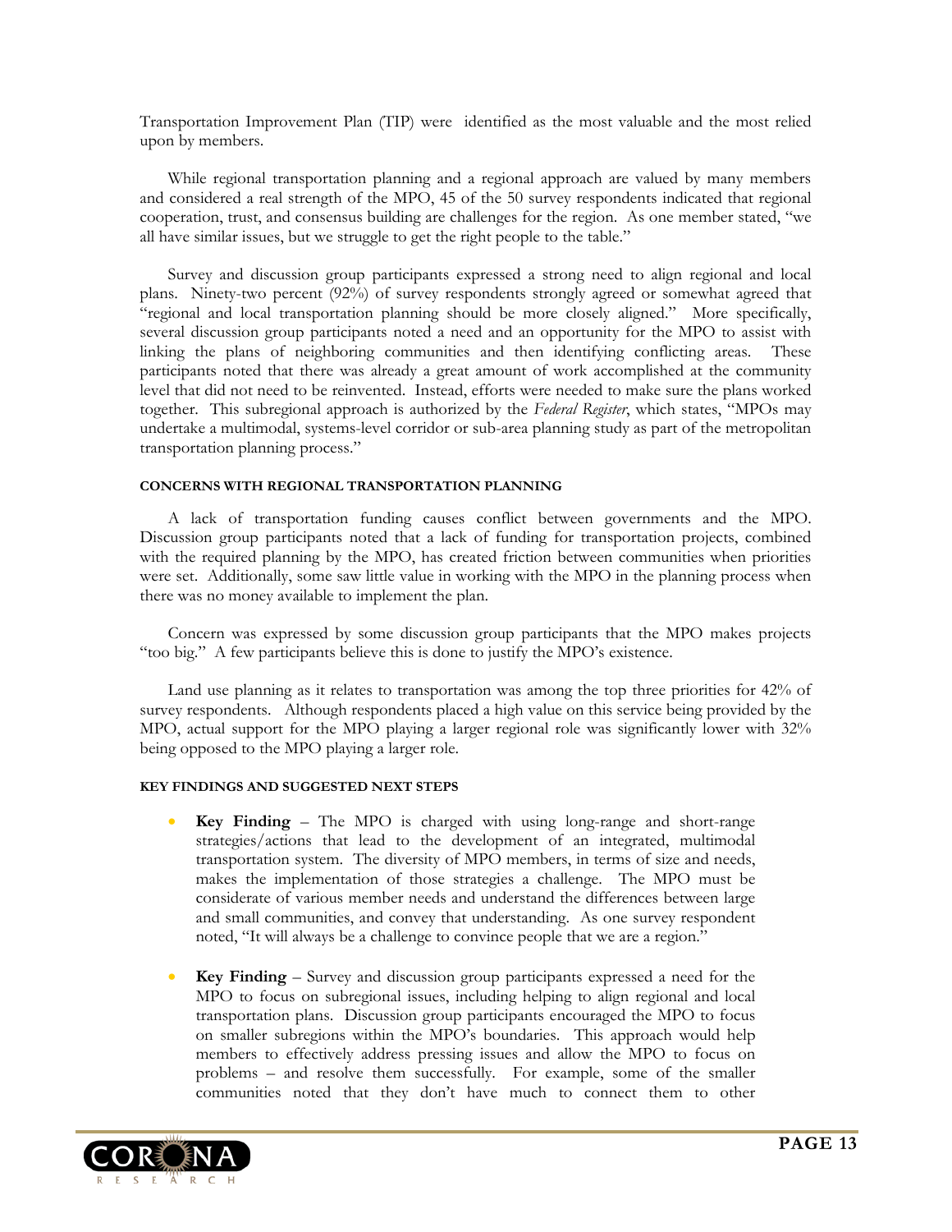Transportation Improvement Plan (TIP) were identified as the most valuable and the most relied upon by members.

While regional transportation planning and a regional approach are valued by many members and considered a real strength of the MPO, 45 of the 50 survey respondents indicated that regional cooperation, trust, and consensus building are challenges for the region. As one member stated, "we all have similar issues, but we struggle to get the right people to the table."

Survey and discussion group participants expressed a strong need to align regional and local plans. Ninety-two percent (92%) of survey respondents strongly agreed or somewhat agreed that "regional and local transportation planning should be more closely aligned." More specifically, several discussion group participants noted a need and an opportunity for the MPO to assist with linking the plans of neighboring communities and then identifying conflicting areas. These participants noted that there was already a great amount of work accomplished at the community level that did not need to be reinvented. Instead, efforts were needed to make sure the plans worked together. This subregional approach is authorized by the *Federal Register*, which states, "MPOs may undertake a multimodal, systems-level corridor or sub-area planning study as part of the metropolitan transportation planning process."

#### CONCERNS WITH REGIONAL TRANSPORTATION PLANNING

A lack of transportation funding causes conflict between governments and the MPO. Discussion group participants noted that a lack of funding for transportation projects, combined with the required planning by the MPO, has created friction between communities when priorities were set. Additionally, some saw little value in working with the MPO in the planning process when there was no money available to implement the plan.

Concern was expressed by some discussion group participants that the MPO makes projects "too big." A few participants believe this is done to justify the MPO's existence.

Land use planning as it relates to transportation was among the top three priorities for 42% of survey respondents. Although respondents placed a high value on this service being provided by the MPO, actual support for the MPO playing a larger regional role was significantly lower with 32% being opposed to the MPO playing a larger role.

#### KEY FINDINGS AND SUGGESTED NEXT STEPS

- **Key Finding** – The MPO is charged with using long-range and short-range strategies/actions that lead to the development of an integrated, multimodal transportation system. The diversity of MPO members, in terms of size and needs, makes the implementation of those strategies a challenge. The MPO must be considerate of various member needs and understand the differences between large and small communities, and convey that understanding. As one survey respondent noted, "It will always be a challenge to convince people that we are a region."

- **Key Finding** – Survey and discussion group participants expressed a need for the MPO to focus on subregional issues, including helping to align regional and local transportation plans. Discussion group participants encouraged the MPO to focus on smaller subregions within the MPO's boundaries. This approach would help members to effectively address pressing issues and allow the MPO to focus on problems – and resolve them successfully. For example, some of the smaller communities noted that they don't have much to connect them to other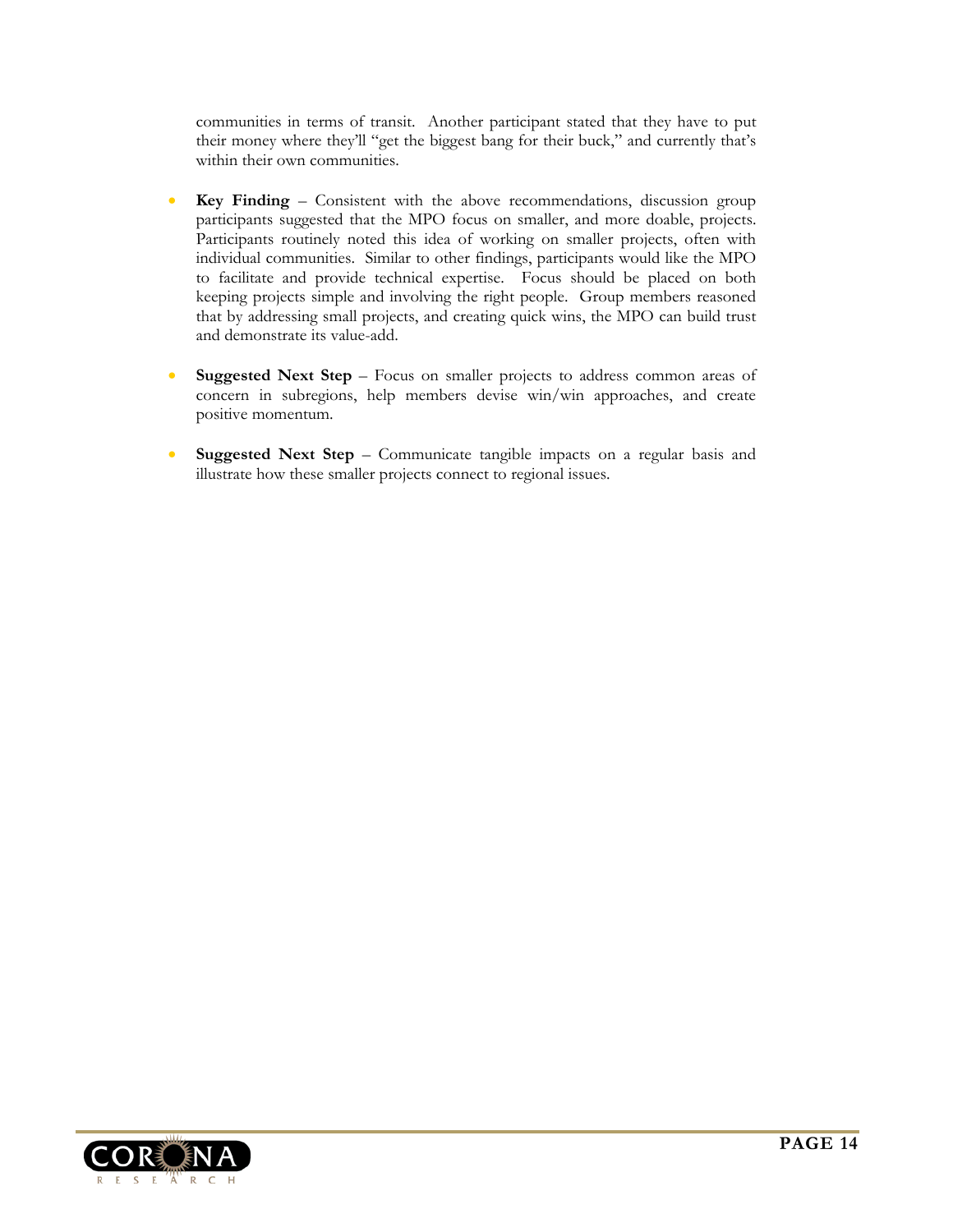communities in terms of transit. Another participant stated that they have to put their money where they'll "get the biggest bang for their buck," and currently that's within their own communities.

- **Key Finding** – Consistent with the above recommendations, discussion group participants suggested that the MPO focus on smaller, and more doable, projects. Participants routinely noted this idea of working on smaller projects, often with individual communities. Similar to other findings, participants would like the MPO to facilitate and provide technical expertise. Focus should be placed on both keeping projects simple and involving the right people. Group members reasoned that by addressing small projects, and creating quick wins, the MPO can build trust and demonstrate its value-add.

- **Suggested Next Step** – Focus on smaller projects to address common areas of concern in subregions, help members devise win/win approaches, and create positive momentum.

- **Suggested Next Step** – Communicate tangible impacts on a regular basis and illustrate how these smaller projects connect to regional issues.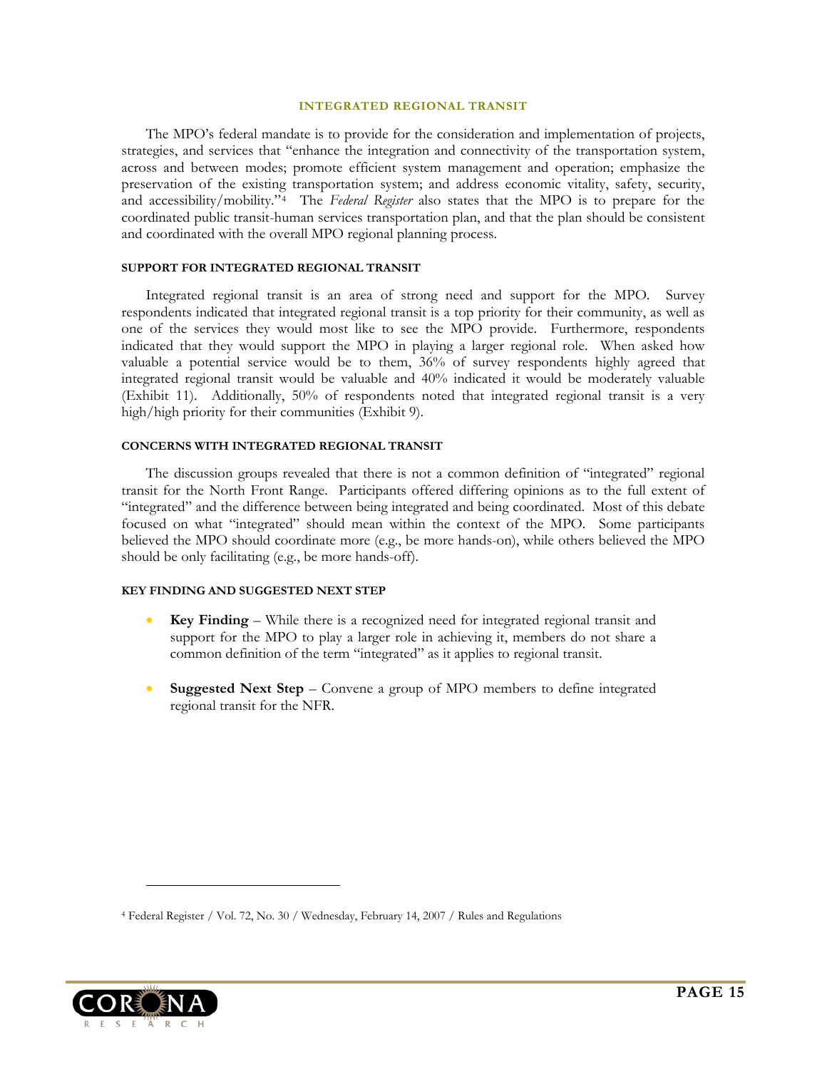## INTEGRATED REGIONAL TRANSIT

The MPO's federal mandate is to provide for the consideration and implementation of projects, strategies, and services that "enhance the integration and connectivity of the transportation system, across and between modes; promote efficient system management and operation; emphasize the preservation of the existing transportation system; and address economic vitality, safety, security, and accessibility/mobility."[4] The *Federal Register* also states that the MPO is to prepare for the coordinated public transit-human services transportation plan, and that the plan should be consistent and coordinated with the overall MPO regional planning process.

### SUPPORT FOR INTEGRATED REGIONAL TRANSIT

Integrated regional transit is an area of strong need and support for the MPO. Survey respondents indicated that integrated regional transit is a top priority for their community, as well as one of the services they would most like to see the MPO provide. Furthermore, respondents indicated that they would support the MPO in playing a larger regional role. When asked how valuable a potential service would be to them, 36% of survey respondents highly agreed that integrated regional transit would be valuable and 40% indicated it would be moderately valuable (Exhibit 11). Additionally, 50% of respondents noted that integrated regional transit is a very high/high priority for their communities (Exhibit 9).

### CONCERNS WITH INTEGRATED REGIONAL TRANSIT

The discussion groups revealed that there is not a common definition of "integrated" regional transit for the North Front Range. Participants offered differing opinions as to the full extent of "integrated" and the difference between being integrated and being coordinated. Most of this debate focused on what "integrated" should mean within the context of the MPO. Some participants believed the MPO should coordinate more (e.g., be more hands-on), while others believed the MPO should be only facilitating (e.g., be more hands-off).

### KEY FINDING AND SUGGESTED NEXT STEP

- **Key Finding** – While there is a recognized need for integrated regional transit and support for the MPO to play a larger role in achieving it, members do not share a common definition of the term "integrated" as it applies to regional transit.
- **Suggested Next Step** – Convene a group of MPO members to define integrated regional transit for the NFR.

[4] Federal Register / Vol. 72, No. 30 / Wednesday, February 14, 2007 / Rules and Regulations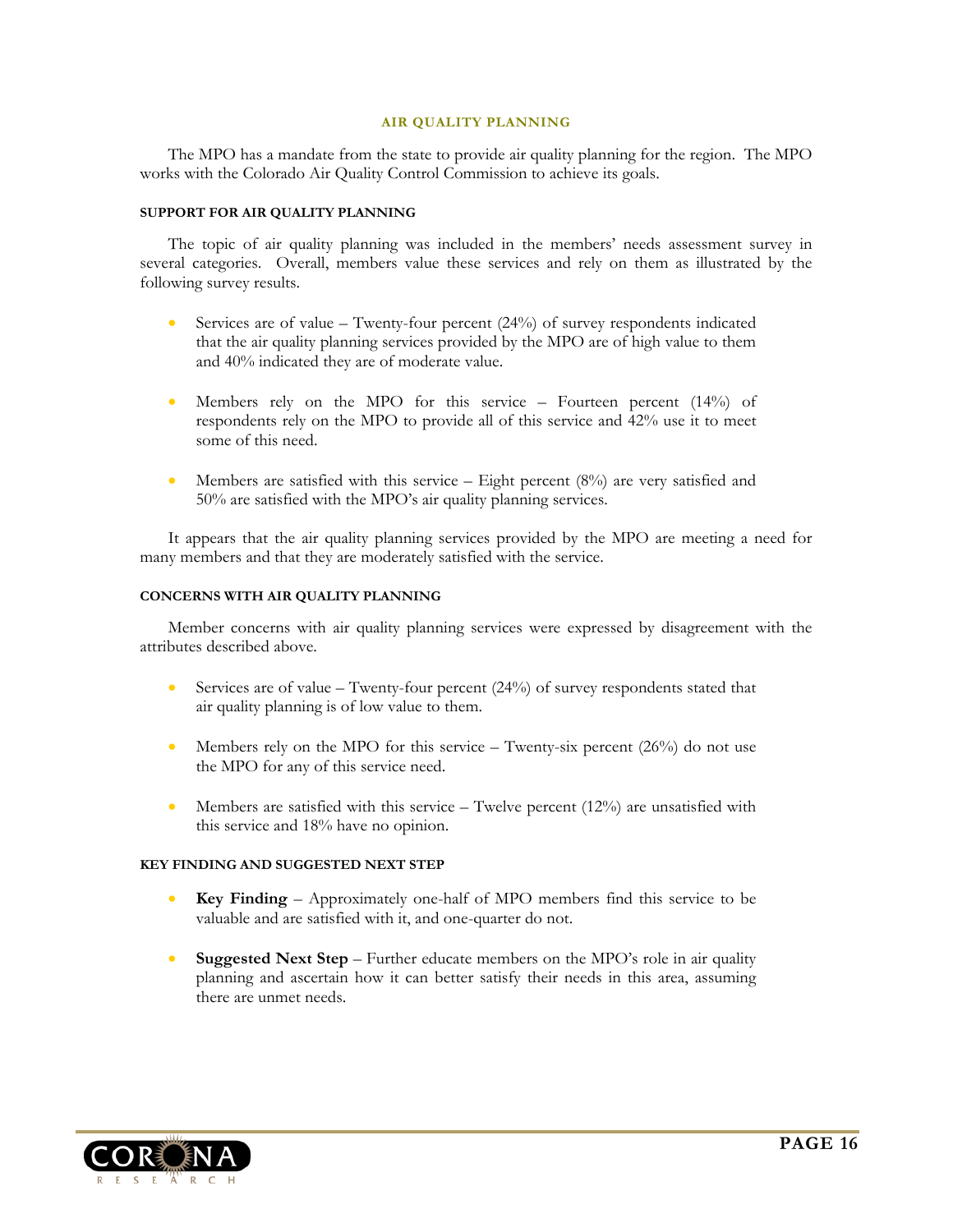## AIR QUALITY PLANNING

The MPO has a mandate from the state to provide air quality planning for the region. The MPO works with the Colorado Air Quality Control Commission to achieve its goals.

### SUPPORT FOR AIR QUALITY PLANNING

The topic of air quality planning was included in the members' needs assessment survey in several categories. Overall, members value these services and rely on them as illustrated by the following survey results.

- Services are of value – Twenty-four percent (24%) of survey respondents indicated that the air quality planning services provided by the MPO are of high value to them and 40% indicated they are of moderate value.
- Members rely on the MPO for this service – Fourteen percent (14%) of respondents rely on the MPO to provide all of this service and 42% use it to meet some of this need.
- Members are satisfied with this service – Eight percent (8%) are very satisfied and 50% are satisfied with the MPO's air quality planning services.

It appears that the air quality planning services provided by the MPO are meeting a need for many members and that they are moderately satisfied with the service.

### CONCERNS WITH AIR QUALITY PLANNING

Member concerns with air quality planning services were expressed by disagreement with the attributes described above.

- Services are of value – Twenty-four percent (24%) of survey respondents stated that air quality planning is of low value to them.
- Members rely on the MPO for this service – Twenty-six percent (26%) do not use the MPO for any of this service need.
- Members are satisfied with this service – Twelve percent (12%) are unsatisfied with this service and 18% have no opinion.

### KEY FINDING AND SUGGESTED NEXT STEP

- **Key Finding** – Approximately one-half of MPO members find this service to be valuable and are satisfied with it, and one-quarter do not.
- **Suggested Next Step** – Further educate members on the MPO's role in air quality planning and ascertain how it can better satisfy their needs in this area, assuming there are unmet needs.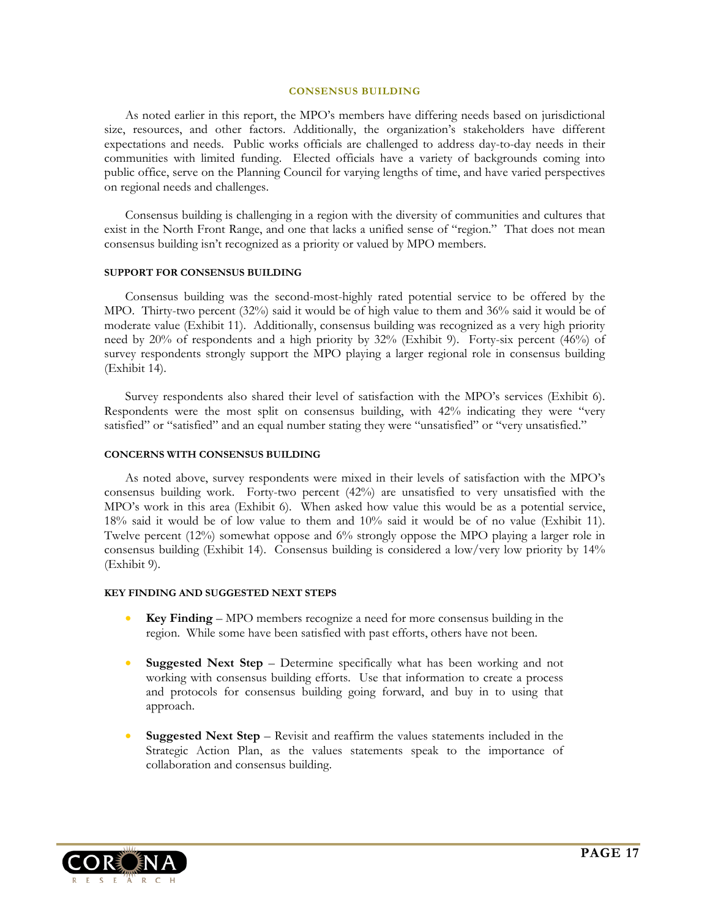## CONSENSUS BUILDING

As noted earlier in this report, the MPO's members have differing needs based on jurisdictional size, resources, and other factors. Additionally, the organization's stakeholders have different expectations and needs. Public works officials are challenged to address day-to-day needs in their communities with limited funding. Elected officials have a variety of backgrounds coming into public office, serve on the Planning Council for varying lengths of time, and have varied perspectives on regional needs and challenges.

Consensus building is challenging in a region with the diversity of communities and cultures that exist in the North Front Range, and one that lacks a unified sense of "region." That does not mean consensus building isn't recognized as a priority or valued by MPO members.

### SUPPORT FOR CONSENSUS BUILDING

Consensus building was the second-most-highly rated potential service to be offered by the MPO. Thirty-two percent (32%) said it would be of high value to them and 36% said it would be of moderate value (Exhibit 11). Additionally, consensus building was recognized as a very high priority need by 20% of respondents and a high priority by 32% (Exhibit 9). Forty-six percent (46%) of survey respondents strongly support the MPO playing a larger regional role in consensus building (Exhibit 14).

Survey respondents also shared their level of satisfaction with the MPO's services (Exhibit 6). Respondents were the most split on consensus building, with 42% indicating they were "very satisfied" or "satisfied" and an equal number stating they were "unsatisfied" or "very unsatisfied."

### CONCERNS WITH CONSENSUS BUILDING

As noted above, survey respondents were mixed in their levels of satisfaction with the MPO's consensus building work. Forty-two percent (42%) are unsatisfied to very unsatisfied with the MPO's work in this area (Exhibit 6). When asked how value this would be as a potential service, 18% said it would be of low value to them and 10% said it would be of no value (Exhibit 11). Twelve percent (12%) somewhat oppose and 6% strongly oppose the MPO playing a larger role in consensus building (Exhibit 14). Consensus building is considered a low/very low priority by 14% (Exhibit 9).

### KEY FINDING AND SUGGESTED NEXT STEPS

- **Key Finding** – MPO members recognize a need for more consensus building in the region. While some have been satisfied with past efforts, others have not been.
- **Suggested Next Step** – Determine specifically what has been working and not working with consensus building efforts. Use that information to create a process and protocols for consensus building going forward, and buy in to using that approach.
- **Suggested Next Step** – Revisit and reaffirm the values statements included in the Strategic Action Plan, as the values statements speak to the importance of collaboration and consensus building.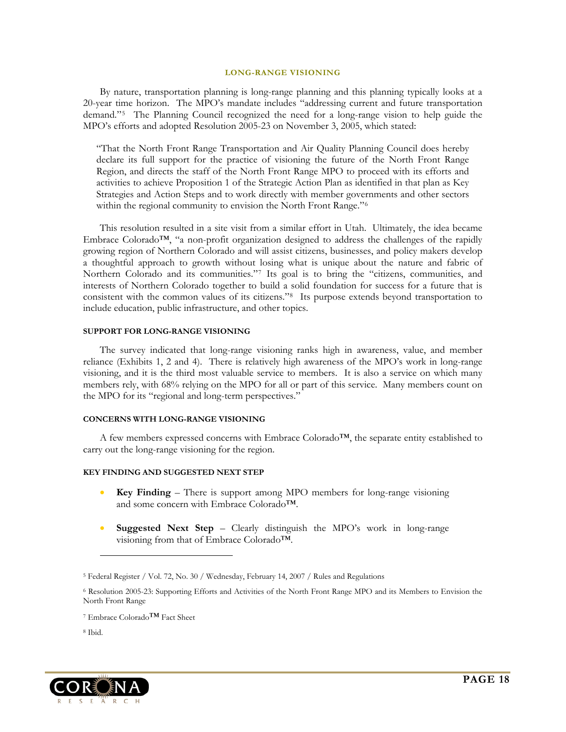## LONG-RANGE VISIONING

By nature, transportation planning is long-range planning and this planning typically looks at a 20-year time horizon. The MPO's mandate includes "addressing current and future transportation demand."[5] The Planning Council recognized the need for a long-range vision to help guide the MPO's efforts and adopted Resolution 2005-23 on November 3, 2005, which stated:

> "That the North Front Range Transportation and Air Quality Planning Council does hereby declare its full support for the practice of visioning the future of the North Front Range Region, and directs the staff of the North Front Range MPO to proceed with its efforts and activities to achieve Proposition 1 of the Strategic Action Plan as identified in that plan as Key Strategies and Action Steps and to work directly with member governments and other sectors within the regional community to envision the North Front Range."[6]

This resolution resulted in a site visit from a similar effort in Utah. Ultimately, the idea became Embrace Colorado™, "a non-profit organization designed to address the challenges of the rapidly growing region of Northern Colorado and will assist citizens, businesses, and policy makers develop a thoughtful approach to growth without losing what is unique about the nature and fabric of Northern Colorado and its communities."[7] Its goal is to bring the "citizens, communities, and interests of Northern Colorado together to build a solid foundation for success for a future that is consistent with the common values of its citizens."[8] Its purpose extends beyond transportation to include education, public infrastructure, and other topics.

### SUPPORT FOR LONG-RANGE VISIONING

The survey indicated that long-range visioning ranks high in awareness, value, and member reliance (Exhibits 1, 2 and 4). There is relatively high awareness of the MPO's work in long-range visioning, and it is the third most valuable service to members. It is also a service on which many members rely, with 68% relying on the MPO for all or part of this service. Many members count on the MPO for its "regional and long-term perspectives."

### CONCERNS WITH LONG-RANGE VISIONING

A few members expressed concerns with Embrace Colorado™, the separate entity established to carry out the long-range visioning for the region.

### KEY FINDING AND SUGGESTED NEXT STEP

- **Key Finding** – There is support among MPO members for long-range visioning and some concern with Embrace Colorado™.
- **Suggested Next Step** – Clearly distinguish the MPO's work in long-range visioning from that of Embrace Colorado™.

---

[5] Federal Register / Vol. 72, No. 30 / Wednesday, February 14, 2007 / Rules and Regulations

[6] Resolution 2005-23: Supporting Efforts and Activities of the North Front Range MPO and its Members to Envision the North Front Range

[7] Embrace Colorado™ Fact Sheet

[8] Ibid.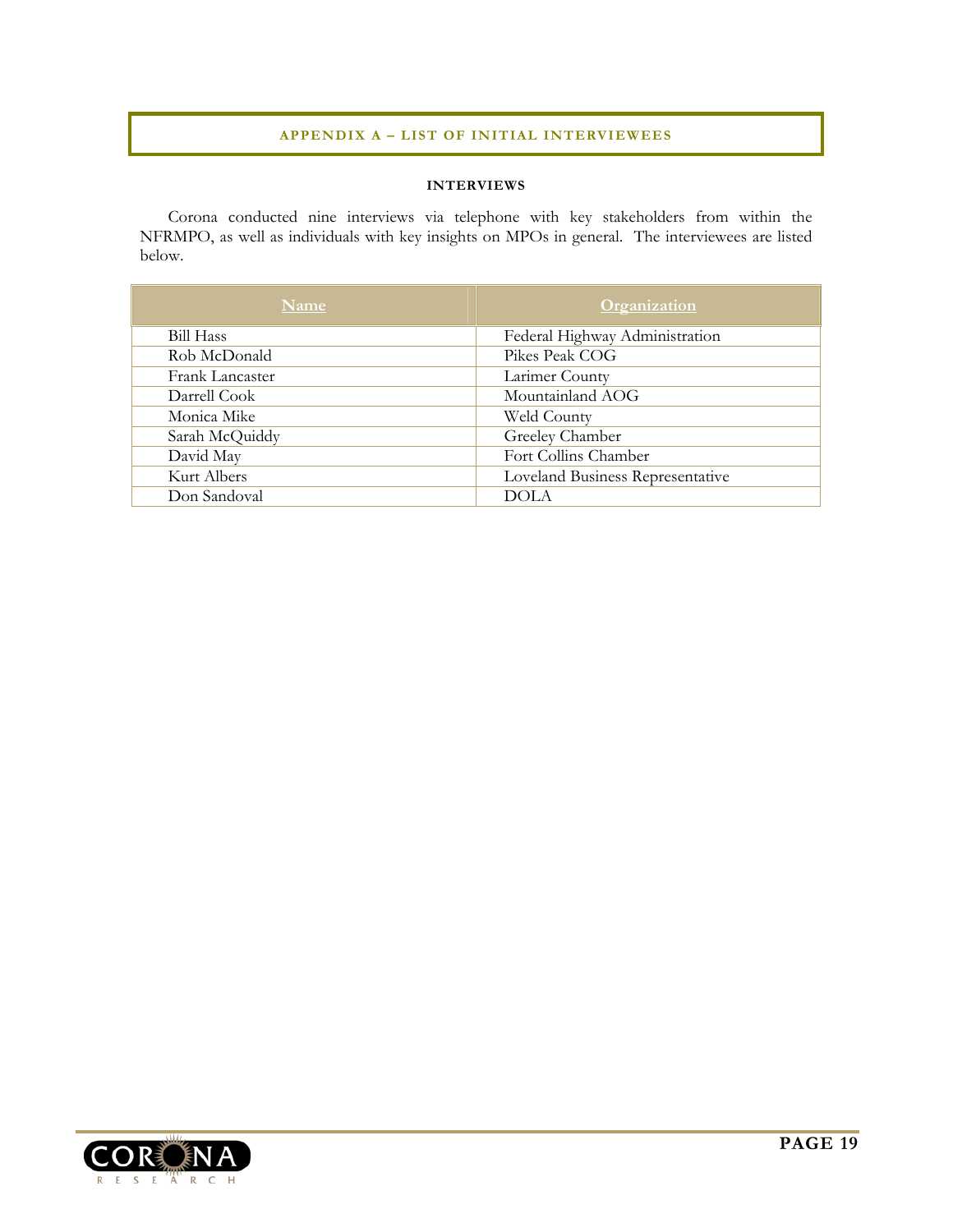## APPENDIX A – LIST OF INITIAL INTERVIEWEES

### INTERVIEWS

Corona conducted nine interviews via telephone with key stakeholders from within the NFRMPO, as well as individuals with key insights on MPOs in general. The interviewees are listed below.

| Name | Organization |
|---|---|
| Bill Hass | Federal Highway Administration |
| Rob McDonald | Pikes Peak COG |
| Frank Lancaster | Larimer County |
| Darrell Cook | Mountainland AOG |
| Monica Mike | Weld County |
| Sarah McQuiddy | Greeley Chamber |
| David May | Fort Collins Chamber |
| Kurt Albers | Loveland Business Representative |
| Don Sandoval | DOLA |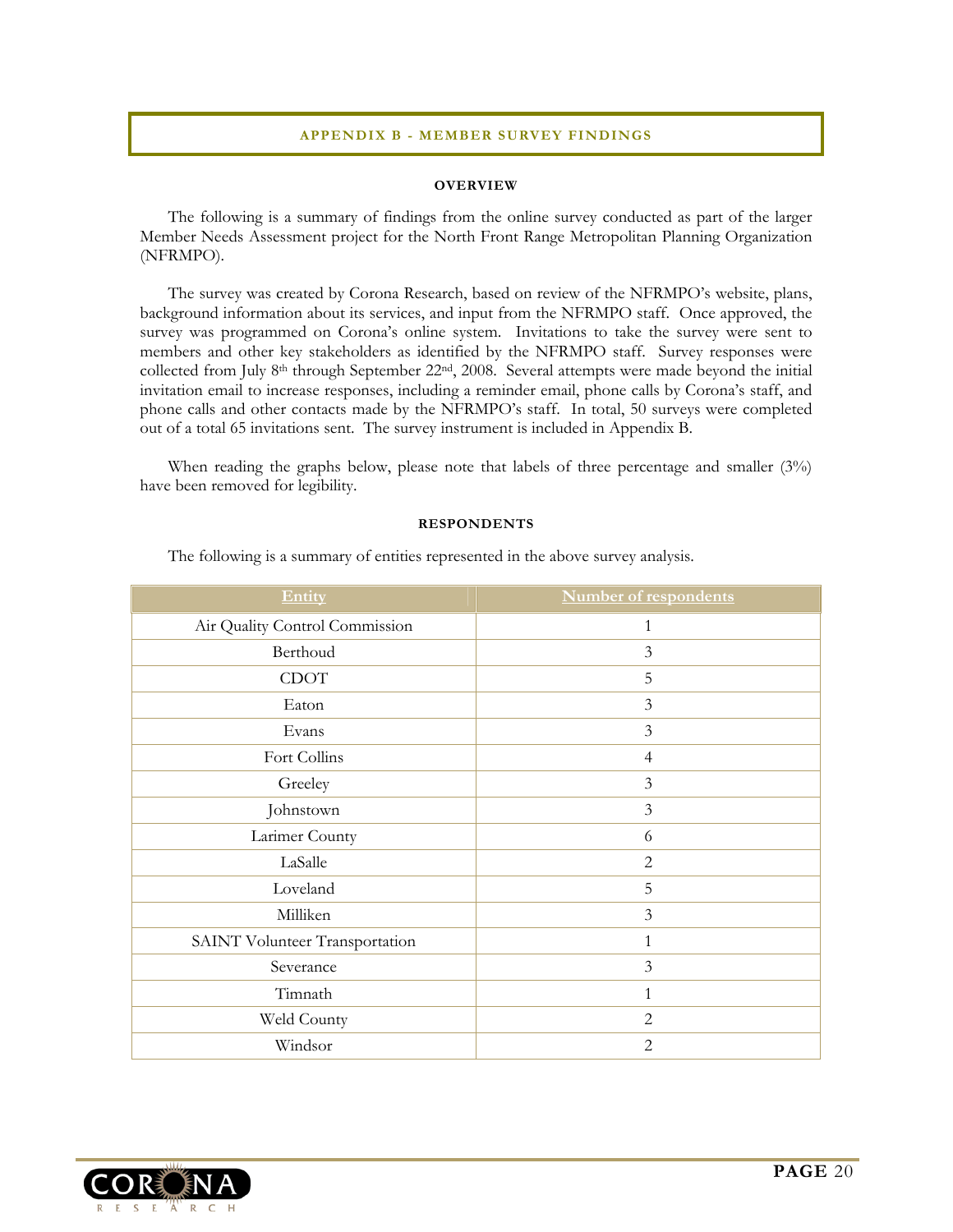# APPENDIX B - MEMBER SURVEY FINDINGS

## OVERVIEW

The following is a summary of findings from the online survey conducted as part of the larger Member Needs Assessment project for the North Front Range Metropolitan Planning Organization (NFRMPO).

The survey was created by Corona Research, based on review of the NFRMPO's website, plans, background information about its services, and input from the NFRMPO staff. Once approved, the survey was programmed on Corona's online system. Invitations to take the survey were sent to members and other key stakeholders as identified by the NFRMPO staff. Survey responses were collected from July 8th through September 22nd, 2008. Several attempts were made beyond the initial invitation email to increase responses, including a reminder email, phone calls by Corona's staff, and phone calls and other contacts made by the NFRMPO's staff. In total, 50 surveys were completed out of a total 65 invitations sent. The survey instrument is included in Appendix B.

When reading the graphs below, please note that labels of three percentage and smaller (3%) have been removed for legibility.

## RESPONDENTS

The following is a summary of entities represented in the above survey analysis.

| Entity | Number of respondents |
|---|---|
| Air Quality Control Commission | 1 |
| Berthoud | 3 |
| CDOT | 5 |
| Eaton | 3 |
| Evans | 3 |
| Fort Collins | 4 |
| Greeley | 3 |
| Johnstown | 3 |
| Larimer County | 6 |
| LaSalle | 2 |
| Loveland | 5 |
| Milliken | 3 |
| SAINT Volunteer Transportation | 1 |
| Severance | 3 |
| Timnath | 1 |
| Weld County | 2 |
| Windsor | 2 |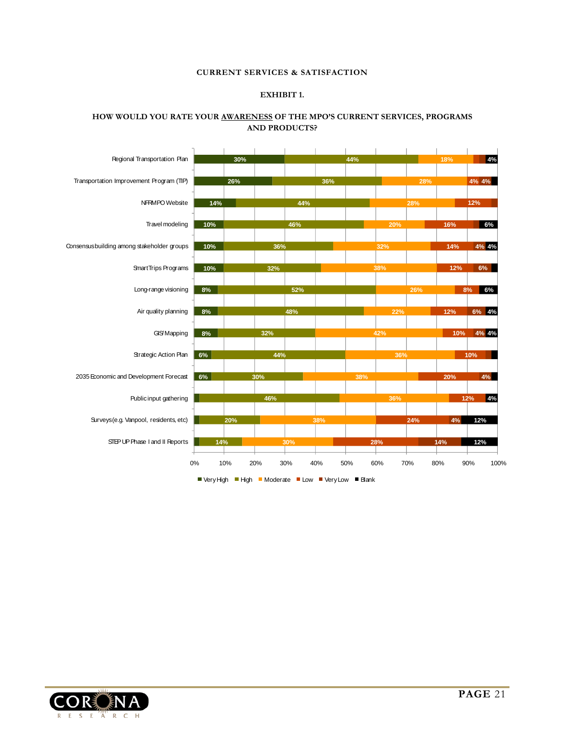## CURRENT SERVICES & SATISFACTION

### EXHIBIT 1.

### HOW WOULD YOU RATE YOUR AWARENESS OF THE MPO'S CURRENT SERVICES, PROGRAMS AND PRODUCTS?

| Service/Program | Very High | High | Moderate | Low | Very Low | Blank |
|---|---|---|---|---|---|---|
| Regional Transportation Plan | 30% | 44% | 18% | | | 4% |
| Transportation Improvement Program (TIP) | 26% | 36% | 28% | 4% | 4% | |
| NFRMPO Website | 14% | 44% | 28% | 12% | | |
| Travel modeling | 10% | 46% | 20% | 16% | | 6% |
| Consensus building among stakeholder groups | 10% | 36% | 32% | 14% | 4% | 4% |
| SmartTrips Programs | 10% | 32% | 38% | 12% | 6% | |
| Long-range visioning | 8% | 52% | 26% | 8% | | 6% |
| Air quality planning | 8% | 48% | 22% | 12% | 6% | 4% |
| GIS/Mapping | 8% | 32% | 42% | 10% | 4% | 4% |
| Strategic Action Plan | 6% | 44% | 36% | 10% | | |
| 2035 Economic and Development Forecast | 6% | 30% | 38% | 20% | 4% | |
| Public input gathering | | 46% | 36% | 12% | | 4% |
| Surveys (e.g. Vanpool, residents, etc) | | 20% | 38% | 24% | 4% | 12% |
| STEP UP Phase I and II Reports | | 14% | 30% | 28% | 14% | 12% |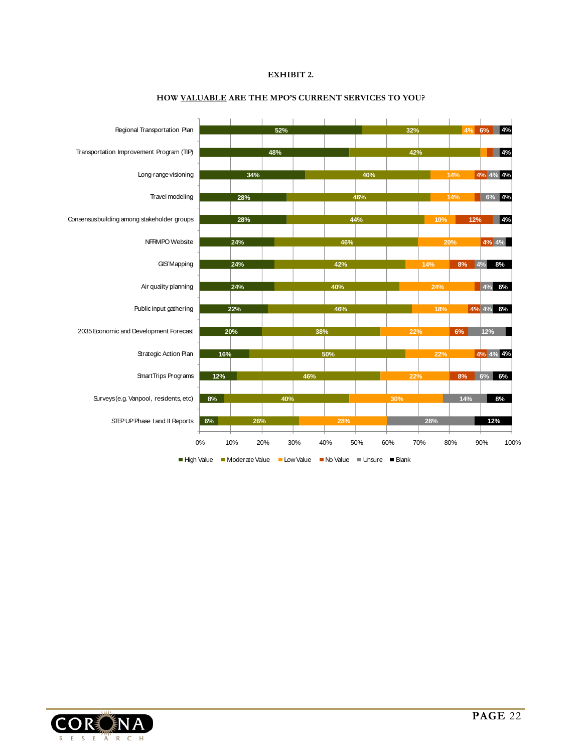**EXHIBIT 2.**

**HOW VALUABLE ARE THE MPO'S CURRENT SERVICES TO YOU?**

| Service | High Value | Moderate Value | Low Value | No Value | Unsure | Blank |
|---|---|---|---|---|---|---|
| Regional Transportation Plan | 52% | 32% | 4% | 6% | | 4% |
| Transportation Improvement Program (TIP) | 48% | 42% | | | | 4% |
| Long-range visioning | 34% | 40% | 14% | 4% | 4% | 4% |
| Travel modeling | 28% | 46% | 14% | | 6% | 4% |
| Consensus building among stakeholder groups | 28% | 44% | 10% | 12% | | 4% |
| NFRMPO Website | 24% | 46% | 20% | 4% | 4% | |
| GIS/Mapping | 24% | 42% | 14% | 8% | 4% | 8% |
| Air quality planning | 24% | 40% | 24% | | 4% | 6% |
| Public input gathering | 22% | 46% | 18% | 4% | 4% | 6% |
| 2035 Economic and Development Forecast | 20% | 38% | 22% | 6% | 12% | |
| Strategic Action Plan | 16% | 50% | 22% | 4% | 4% | 4% |
| SmartTrips Programs | 12% | 46% | 22% | 8% | 6% | 6% |
| Surveys (e.g. Vanpool, residents, etc) | 8% | 40% | 30% | | 14% | 8% |
| STEP UP Phase I and II Reports | 6% | 26% | 28% | | 28% | 12% |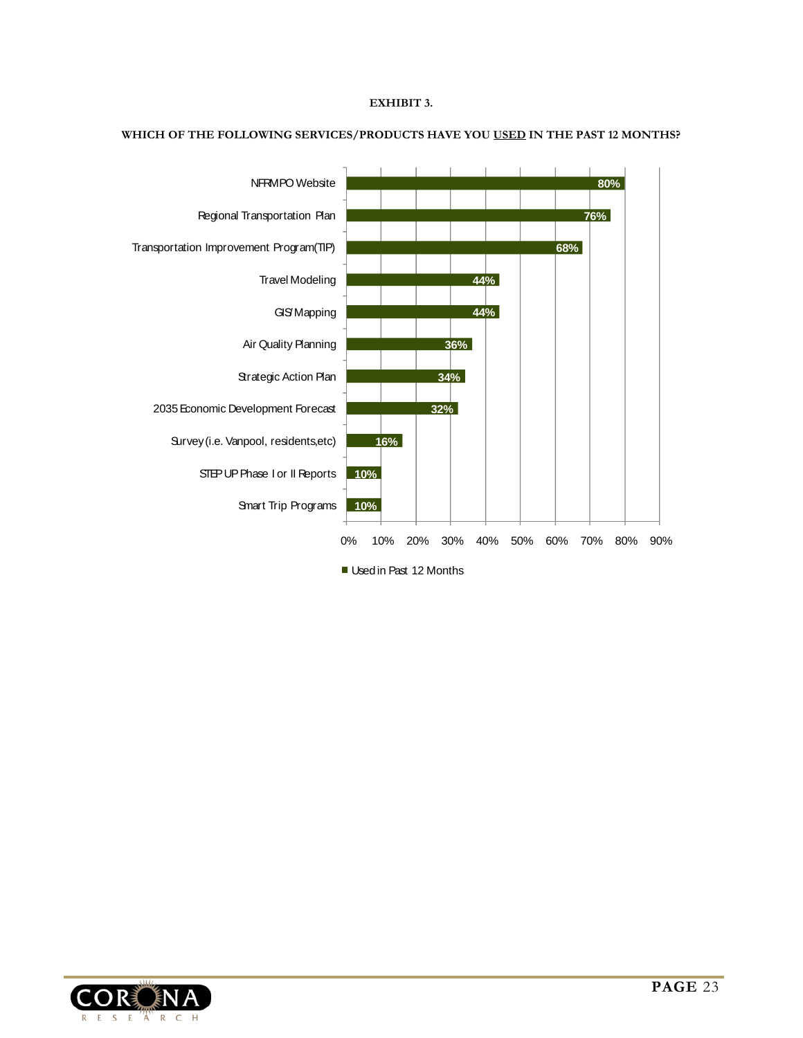**EXHIBIT 3.**

**WHICH OF THE FOLLOWING SERVICES/PRODUCTS HAVE YOU USED IN THE PAST 12 MONTHS?**

| Service/Product | Used in Past 12 Months |
|---|---|
| NFRMPO Website | 80% |
| Regional Transportation Plan | 76% |
| Transportation Improvement Program (TIP) | 68% |
| Travel Modeling | 44% |
| GIS/Mapping | 44% |
| Air Quality Planning | 36% |
| Strategic Action Plan | 34% |
| 2035 Economic Development Forecast | 32% |
| Survey (i.e. Vanpool, residents, etc) | 16% |
| STEP UP Phase I or II Reports | 10% |
| Smart Trip Programs | 10% |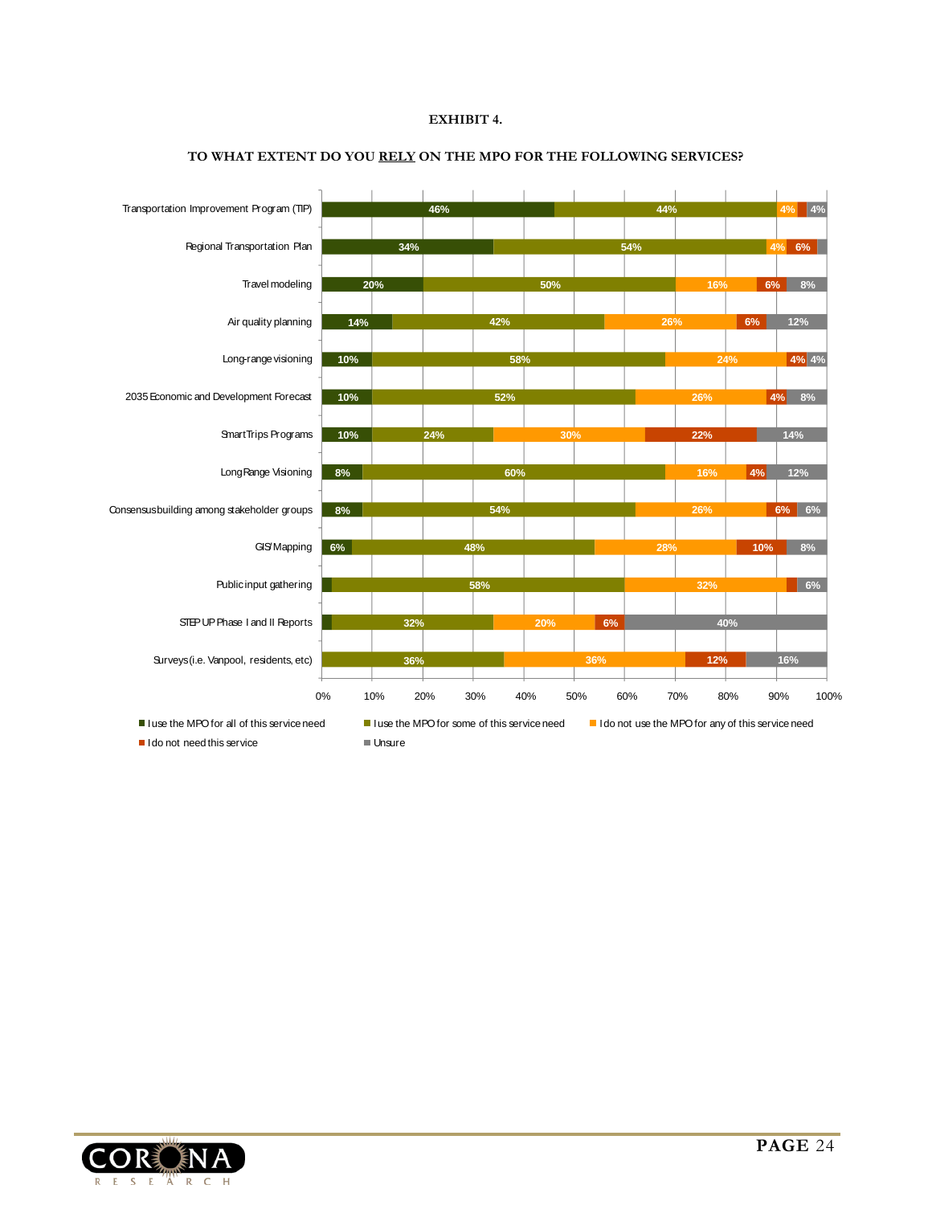**EXHIBIT 4.**

**TO WHAT EXTENT DO YOU RELY ON THE MPO FOR THE FOLLOWING SERVICES?**

| Service | I use the MPO for all of this service need | I use the MPO for some of this service need | I do not use the MPO for any of this service need | I do not need this service | Unsure |
|---|---|---|---|---|---|
| Transportation Improvement Program (TIP) | 46% | 44% | 4% | | 4% |
| Regional Transportation Plan | 34% | 54% | 4% | 6% | |
| Travel modeling | 20% | 50% | 16% | 6% | 8% |
| Air quality planning | 14% | 42% | 26% | 6% | 12% |
| Long-range visioning | 10% | 58% | 24% | 4% | 4% |
| 2035 Economic and Development Forecast | 10% | 52% | 26% | 4% | 8% |
| SmartTrips Programs | 10% | 24% | 30% | 22% | 14% |
| Long Range Visioning | 8% | 60% | 16% | 4% | 12% |
| Consensus building among stakeholder groups | 8% | 54% | 26% | 6% | 6% |
| GIS/Mapping | 6% | 48% | 28% | 10% | 8% |
| Public input gathering | | 58% | 32% | | 6% |
| STEP UP Phase I and II Reports | | 32% | 20% | 6% | 40% |
| Surveys (i.e. Vanpool, residents, etc) | | 36% | 36% | 12% | 16% |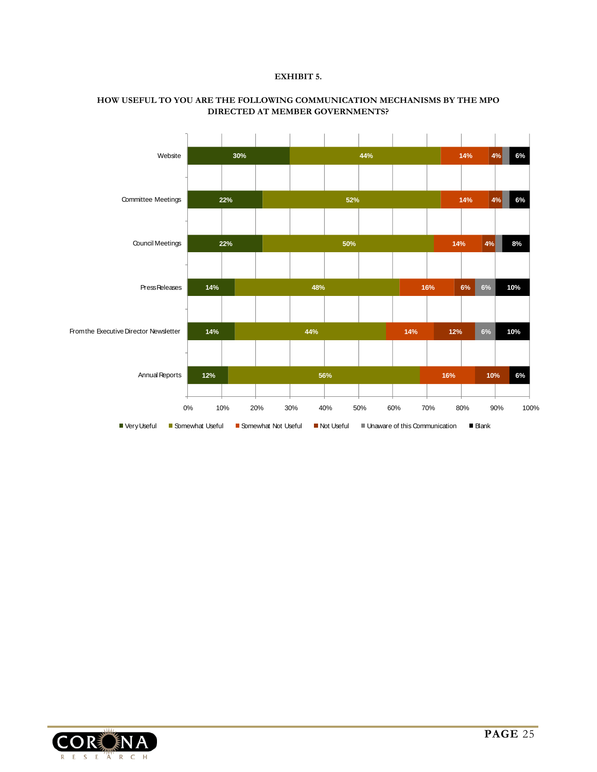**EXHIBIT 5.**

**HOW USEFUL TO YOU ARE THE FOLLOWING COMMUNICATION MECHANISMS BY THE MPO DIRECTED AT MEMBER GOVERNMENTS?**

| | Very Useful | Somewhat Useful | Somewhat Not Useful | Not Useful | Unaware of this Communication | Blank |
|---|---|---|---|---|---|---|
| Website | 30% | 44% | 14% | 4% | | 6% |
| Committee Meetings | 22% | 52% | 14% | 4% | | 6% |
| Council Meetings | 22% | 50% | 14% | 4% | | 8% |
| Press Releases | 14% | 48% | 16% | 6% | 6% | 10% |
| From the Executive Director Newsletter | 14% | 44% | 14% | 12% | 6% | 10% |
| Annual Reports | 12% | 56% | 16% | 10% | | 6% |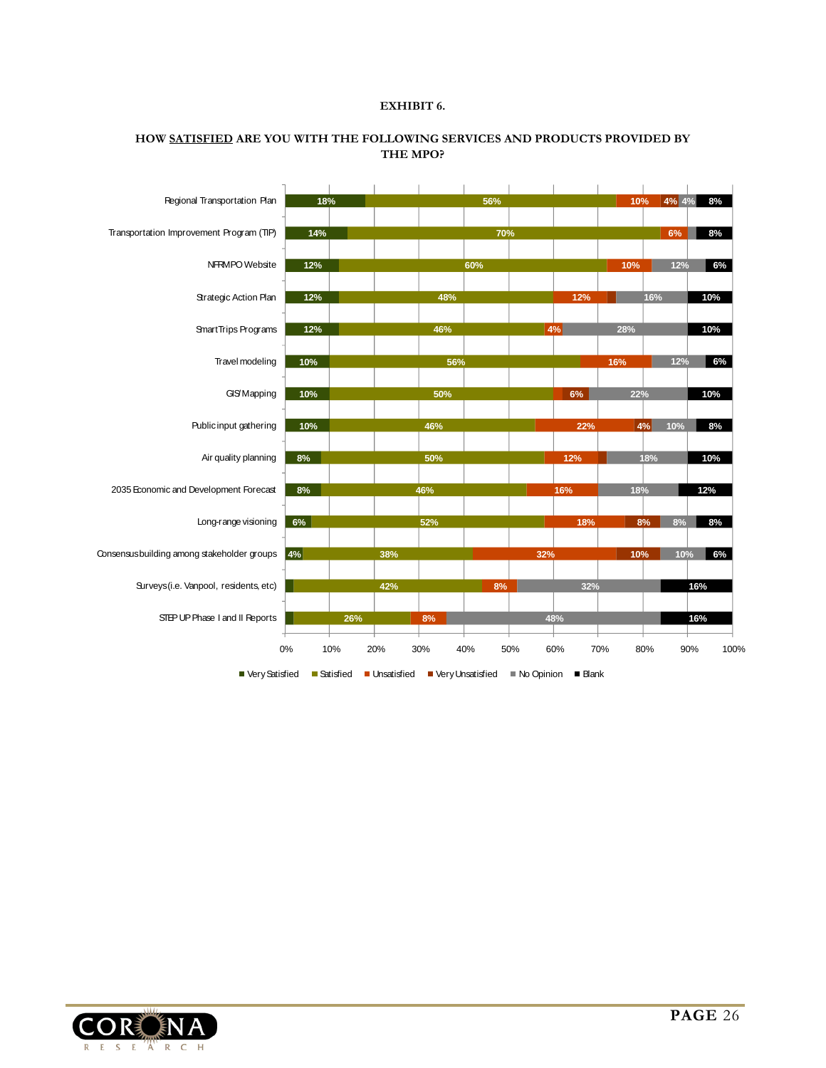**EXHIBIT 6.**

**HOW SATISFIED ARE YOU WITH THE FOLLOWING SERVICES AND PRODUCTS PROVIDED BY THE MPO?**

| Service/Product | Very Satisfied | Satisfied | Unsatisfied | Very Unsatisfied | No Opinion | Blank |
|---|---|---|---|---|---|---|
| Regional Transportation Plan | 18% | 56% | 10% | 4% | 4% | 8% |
| Transportation Improvement Program (TIP) | 14% | 70% | 6% | | | 8% |
| NFRMPO Website | 12% | 60% | 10% | | 12% | 6% |
| Strategic Action Plan | 12% | 48% | 12% | | 16% | 10% |
| SmartTrips Programs | 12% | 46% | 4% | | 28% | 10% |
| Travel modeling | 10% | 56% | 16% | | 12% | 6% |
| GIS/Mapping | 10% | 50% | | 6% | 22% | 10% |
| Public input gathering | 10% | 46% | 22% | 4% | 10% | 8% |
| Air quality planning | 8% | 50% | 12% | | 18% | 10% |
| 2035 Economic and Development Forecast | 8% | 46% | 16% | | 18% | 12% |
| Long-range visioning | 6% | 52% | 18% | 8% | 8% | 8% |
| Consensus building among stakeholder groups | 4% | 38% | 32% | 10% | 10% | 6% |
| Surveys (i.e. Vanpool, residents, etc) | | 42% | 8% | | 32% | 16% |
| STEP UP Phase I and II Reports | | 26% | 8% | | 48% | 16% |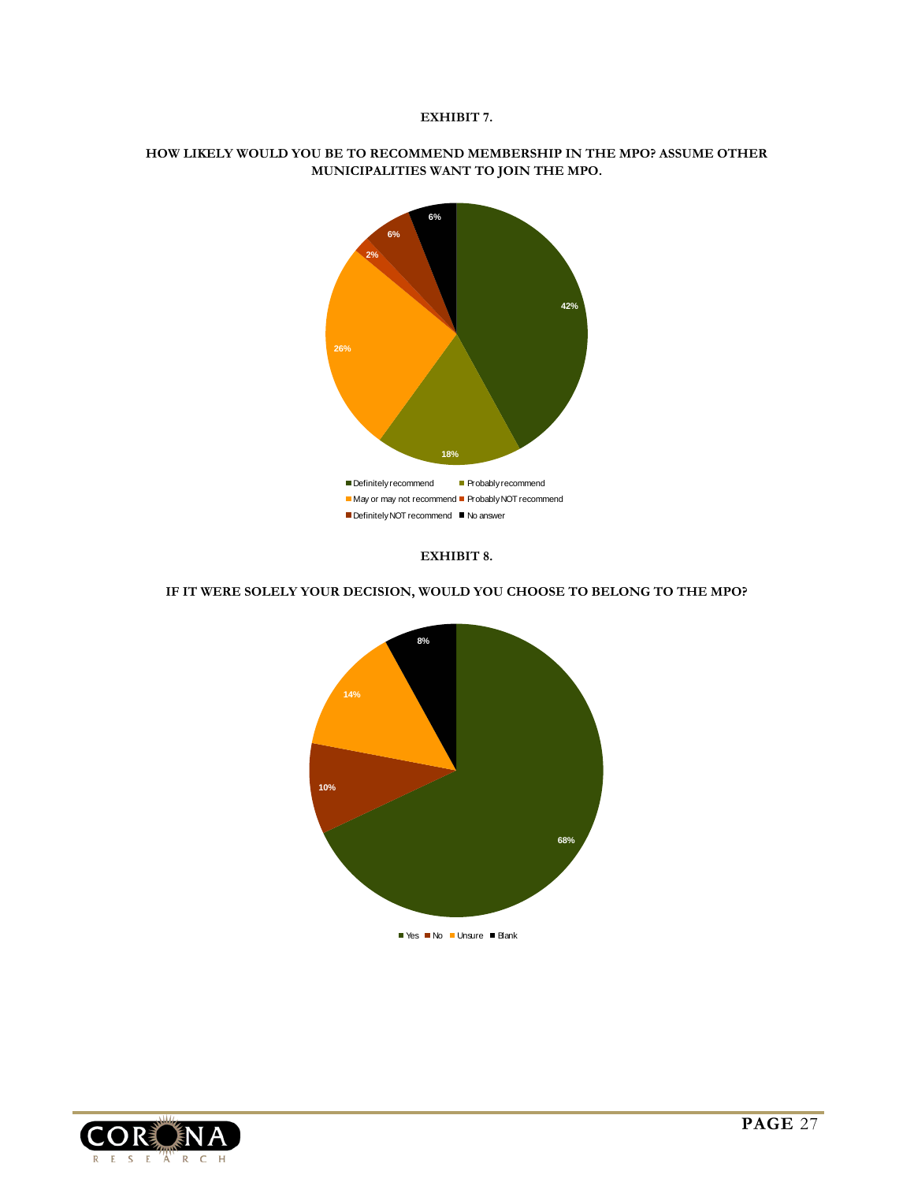**EXHIBIT 7.**

**HOW LIKELY WOULD YOU BE TO RECOMMEND MEMBERSHIP IN THE MPO? ASSUME OTHER MUNICIPALITIES WANT TO JOIN THE MPO.**

| Response | Percent |
| --- | --- |
| Definitely recommend | 42% |
| Probably recommend | 18% |
| May or may not recommend | 26% |
| Probably NOT recommend | 2% |
| Definitely NOT recommend | 6% |
| No answer | 6% |

**EXHIBIT 8.**

**IF IT WERE SOLELY YOUR DECISION, WOULD YOU CHOOSE TO BELONG TO THE MPO?**

| Response | Percent |
| --- | --- |
| Yes | 68% |
| No | 10% |
| Unsure | 14% |
| Blank | 8% |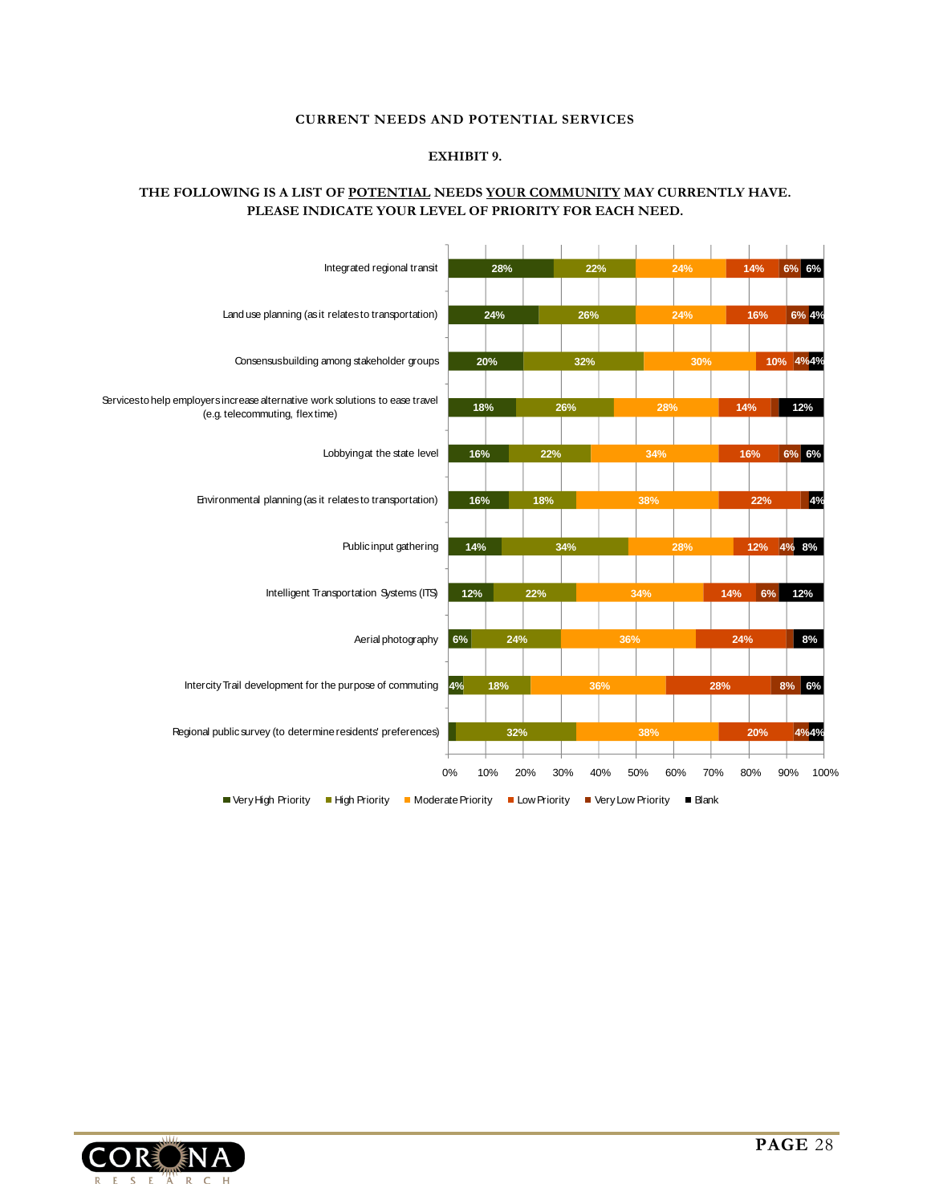CURRENT NEEDS AND POTENTIAL SERVICES

EXHIBIT 9.

**THE FOLLOWING IS A LIST OF POTENTIAL NEEDS YOUR COMMUNITY MAY CURRENTLY HAVE. PLEASE INDICATE YOUR LEVEL OF PRIORITY FOR EACH NEED.**

| Need | Very High Priority | High Priority | Moderate Priority | Low Priority | Very Low Priority | Blank |
|---|---|---|---|---|---|---|
| Integrated regional transit | 28% | 22% | 24% | 14% | 6% | 6% |
| Land use planning (as it relates to transportation) | 24% | 26% | 24% | 16% | 6% | 4% |
| Consensus building among stakeholder groups | 20% | 32% | 30% | 10% | 4% | 4% |
| Services to help employers increase alternative work solutions to ease travel (e.g. telecommuting, flex time) | 18% | 26% | 28% | 14% | | 12% |
| Lobbying at the state level | 16% | 22% | 34% | 16% | 6% | 6% |
| Environmental planning (as it relates to transportation) | 16% | 18% | 38% | 22% | | 4% |
| Public input gathering | 14% | 34% | 28% | 12% | 4% | 8% |
| Intelligent Transportation Systems (ITS) | 12% | 22% | 34% | 14% | 6% | 12% |
| Aerial photography | 6% | 24% | 36% | 24% | | 8% |
| Intercity Trail development for the purpose of commuting | 4% | 18% | 36% | 28% | 8% | 6% |
| Regional public survey (to determine residents' preferences) | | 32% | 38% | 20% | 4% | 4% |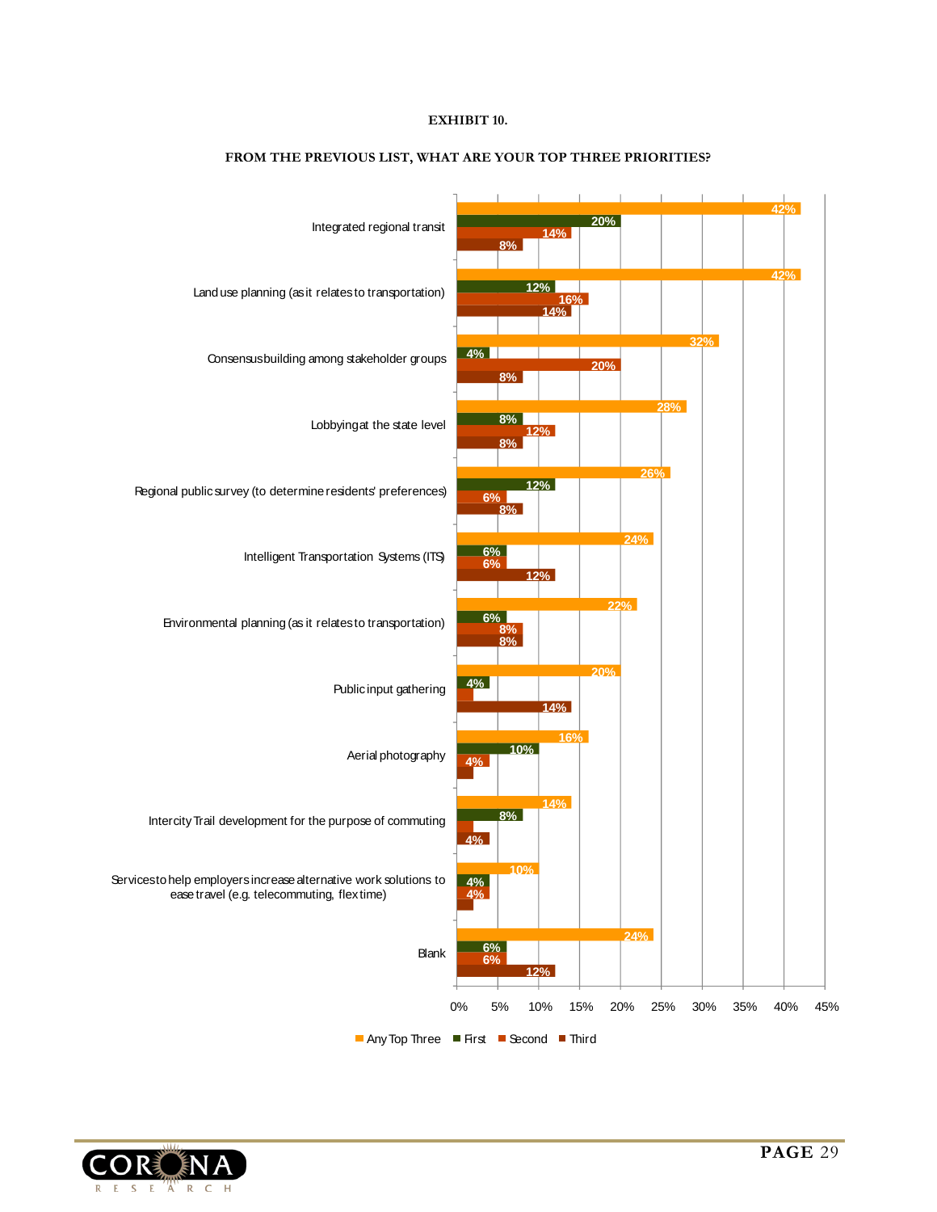**EXHIBIT 10.**

**FROM THE PREVIOUS LIST, WHAT ARE YOUR TOP THREE PRIORITIES?**

| Priority | Any Top Three | First | Second | Third |
|---|---|---|---|---|
| Integrated regional transit | 42% | 20% | 14% | 8% |
| Land use planning (as it relates to transportation) | 42% | 12% | 16% | 14% |
| Consensus building among stakeholder groups | 32% | 4% | 20% | 8% |
| Lobbying at the state level | 28% | 8% | 12% | 8% |
| Regional public survey (to determine residents' preferences) | 26% | 12% | 6% | 8% |
| Intelligent Transportation Systems (ITS) | 24% | 6% | 6% | 12% |
| Environmental planning (as it relates to transportation) | 22% | 6% | 8% | 8% |
| Public input gathering | 20% | 4% | | 14% |
| Aerial photography | 16% | 10% | 4% | |
| Intercity Trail development for the purpose of commuting | 14% | 8% | | 4% |
| Services to help employers increase alternative work solutions to ease travel (e.g. telecommuting, flex time) | 10% | 4% | 4% | |
| Blank | 24% | 6% | 6% | 12% |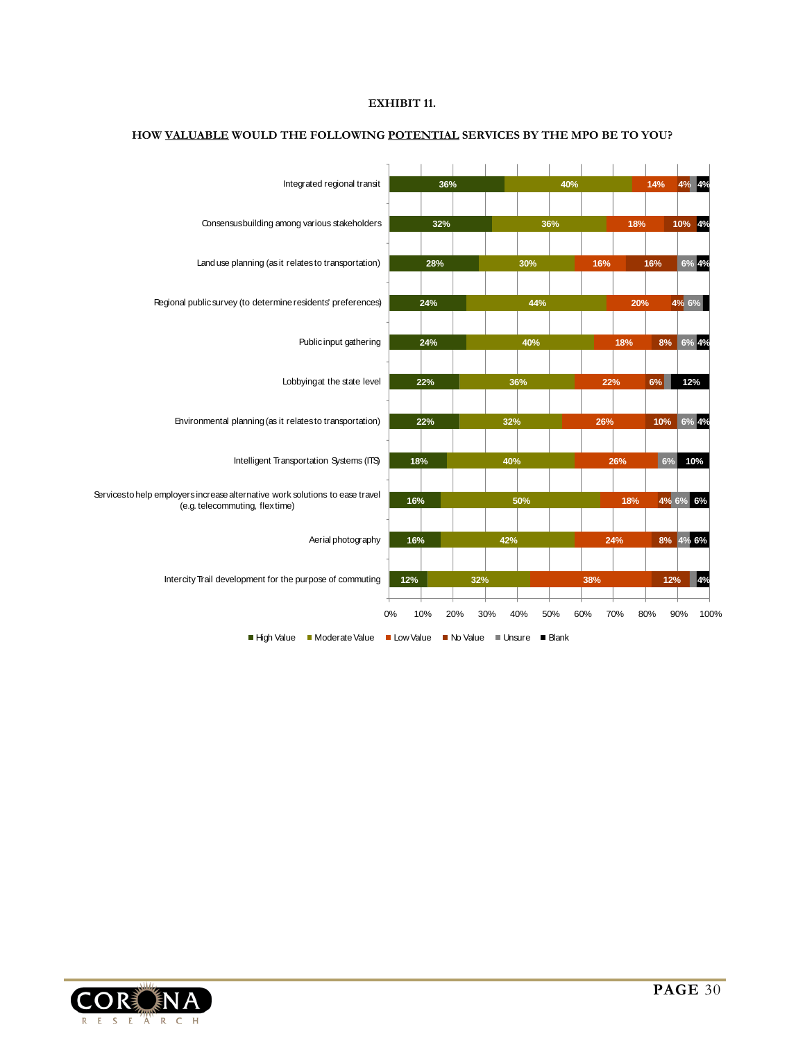**EXHIBIT 11.**

**HOW VALUABLE WOULD THE FOLLOWING POTENTIAL SERVICES BY THE MPO BE TO YOU?**

| Service | High Value | Moderate Value | Low Value | No Value | Unsure | Blank |
|---|---|---|---|---|---|---|
| Integrated regional transit | 36% | 40% | 14% | 4% | | 4% |
| Consensus building among various stakeholders | 32% | 36% | 18% | 10% | | 4% |
| Land use planning (as it relates to transportation) | 28% | 30% | 16% | 16% | 6% | 4% |
| Regional public survey (to determine residents' preferences) | 24% | 44% | 20% | 4% | 6% | |
| Public input gathering | 24% | 40% | 18% | 8% | 6% | 4% |
| Lobbying at the state level | 22% | 36% | 22% | 6% | | 12% |
| Environmental planning (as it relates to transportation) | 22% | 32% | 26% | 10% | 6% | 4% |
| Intelligent Transportation Systems (ITS) | 18% | 40% | 26% | | 6% | 10% |
| Services to help employers increase alternative work solutions to ease travel (e.g. telecommuting, flex time) | 16% | 50% | 18% | 4% | 6% | 6% |
| Aerial photography | 16% | 42% | 24% | 8% | 4% | 6% |
| Intercity Trail development for the purpose of commuting | 12% | 32% | 38% | 12% | | 4% |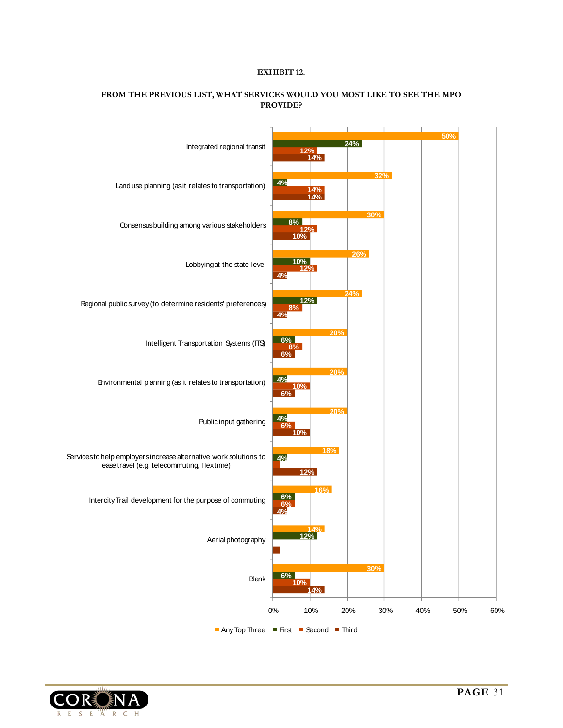**EXHIBIT 12.**

**FROM THE PREVIOUS LIST, WHAT SERVICES WOULD YOU MOST LIKE TO SEE THE MPO PROVIDE?**

| Service | Any Top Three | First | Second | Third |
|---|---|---|---|---|
| Integrated regional transit | 50% | 24% | 12% | 14% |
| Land use planning (as it relates to transportation) | 32% | 4% | 14% | 14% |
| Consensus building among various stakeholders | 30% | 8% | 12% | 10% |
| Lobbying at the state level | 26% | 10% | 12% | 4% |
| Regional public survey (to determine residents' preferences) | 24% | 12% | 8% | 4% |
| Intelligent Transportation Systems (ITS) | 20% | 6% | 8% | 6% |
| Environmental planning (as it relates to transportation) | 20% | 4% | 10% | 6% |
| Public input gathering | 20% | 4% | 6% | 10% |
| Services to help employers increase alternative work solutions to ease travel (e.g. telecommuting, flex time) | 18% | 4% | | 12% |
| Intercity Trail development for the purpose of commuting | 16% | 6% | 6% | 4% |
| Aerial photography | 14% | 12% | | |
| Blank | 30% | 6% | 10% | 14% |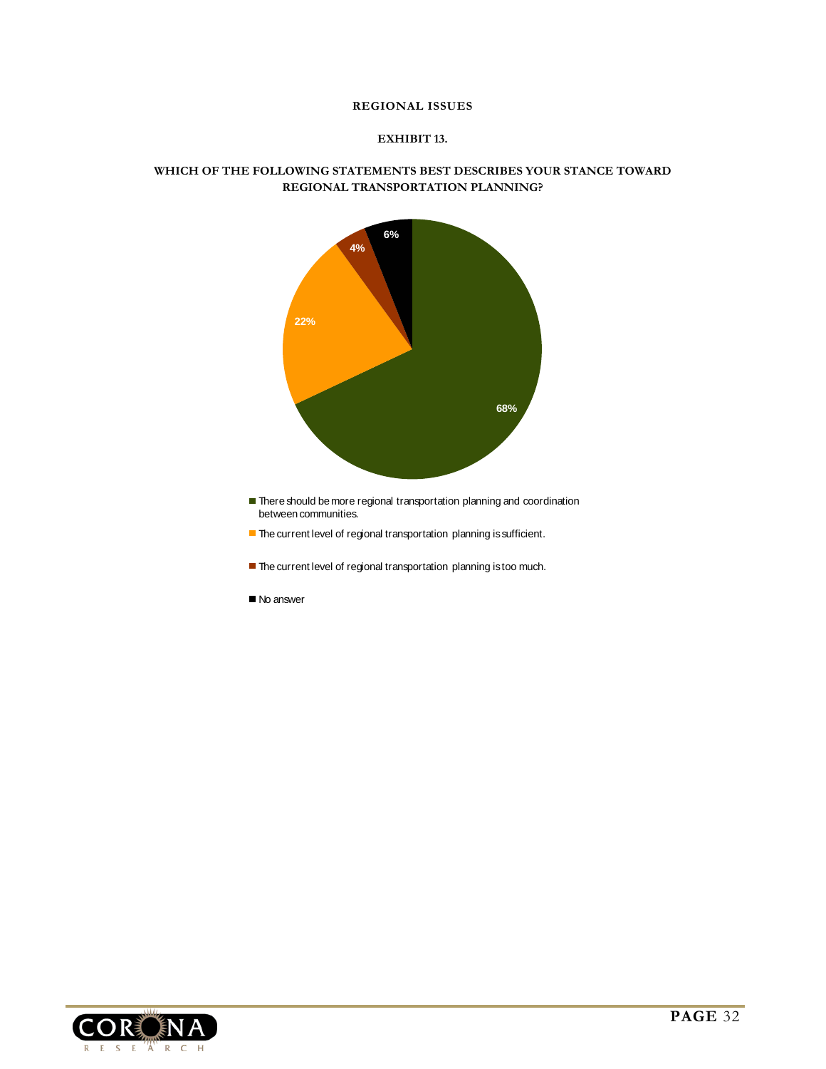**REGIONAL ISSUES**

**EXHIBIT 13.**

**WHICH OF THE FOLLOWING STATEMENTS BEST DESCRIBES YOUR STANCE TOWARD REGIONAL TRANSPORTATION PLANNING?**

| Response | Percent |
|---|---|
| There should be more regional transportation planning and coordination between communities. | 68% |
| The current level of regional transportation planning is sufficient. | 22% |
| The current level of regional transportation planning is too much. | 4% |
| No answer | 6% |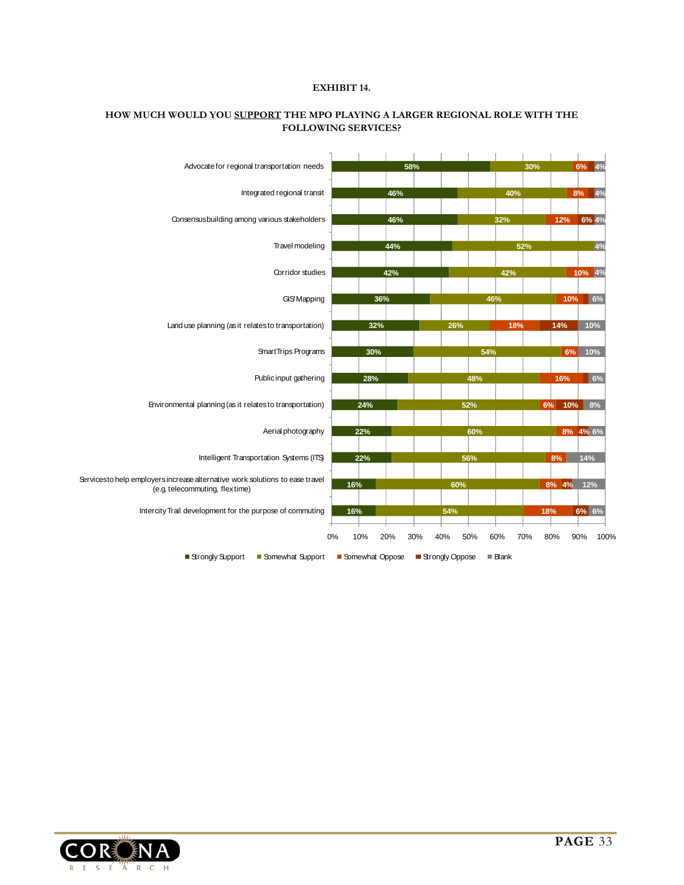**EXHIBIT 14.**

**HOW MUCH WOULD YOU SUPPORT THE MPO PLAYING A LARGER REGIONAL ROLE WITH THE FOLLOWING SERVICES?**

| Service | Strongly Support | Somewhat Support | Somewhat Oppose | Strongly Oppose | Blank |
|---|---|---|---|---|---|
| Advocate for regional transportation needs | 58% | 30% | 6% | | 4% |
| Integrated regional transit | 46% | 40% | 8% | | 4% |
| Consensus building among various stakeholders | 46% | 32% | 12% | 6% | 4% |
| Travel modeling | 44% | 52% | | | 4% |
| Corridor studies | 42% | 42% | 10% | | 4% |
| GIS/Mapping | 36% | 46% | 10% | | 6% |
| Land use planning (as it relates to transportation) | 32% | 26% | 18% | 14% | 10% |
| SmartTrips Programs | 30% | 54% | 6% | | 10% |
| Public input gathering | 28% | 48% | 16% | | 6% |
| Environmental planning (as it relates to transportation) | 24% | 52% | 6% | 10% | 8% |
| Aerial photography | 22% | 60% | 8% | 4% | 6% |
| Intelligent Transportation Systems (ITS) | 22% | 56% | 8% | | 14% |
| Services to help employers increase alternative work solutions to ease travel (e.g. telecommuting, flextime) | 16% | 60% | 8% | 4% | 12% |
| Intercity Trail development for the purpose of commuting | 16% | 54% | 18% | 6% | 6% |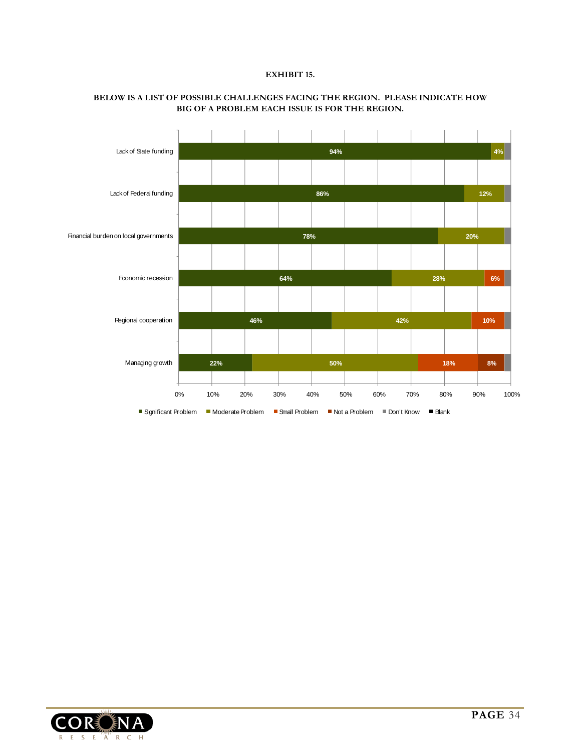**EXHIBIT 15.**

**BELOW IS A LIST OF POSSIBLE CHALLENGES FACING THE REGION. PLEASE INDICATE HOW BIG OF A PROBLEM EACH ISSUE IS FOR THE REGION.**

| | Significant Problem | Moderate Problem | Small Problem | Not a Problem |
|---|---|---|---|---|
| Lack of State funding | 94% | 4% | | |
| Lack of Federal funding | 86% | 12% | | |
| Financial burden on local governments | 78% | 20% | | |
| Economic recession | 64% | 28% | 6% | |
| Regional cooperation | 46% | 42% | 10% | |
| Managing growth | 22% | 50% | 18% | 8% |

Significant Problem · Moderate Problem · Small Problem · Not a Problem · Don't Know · Blank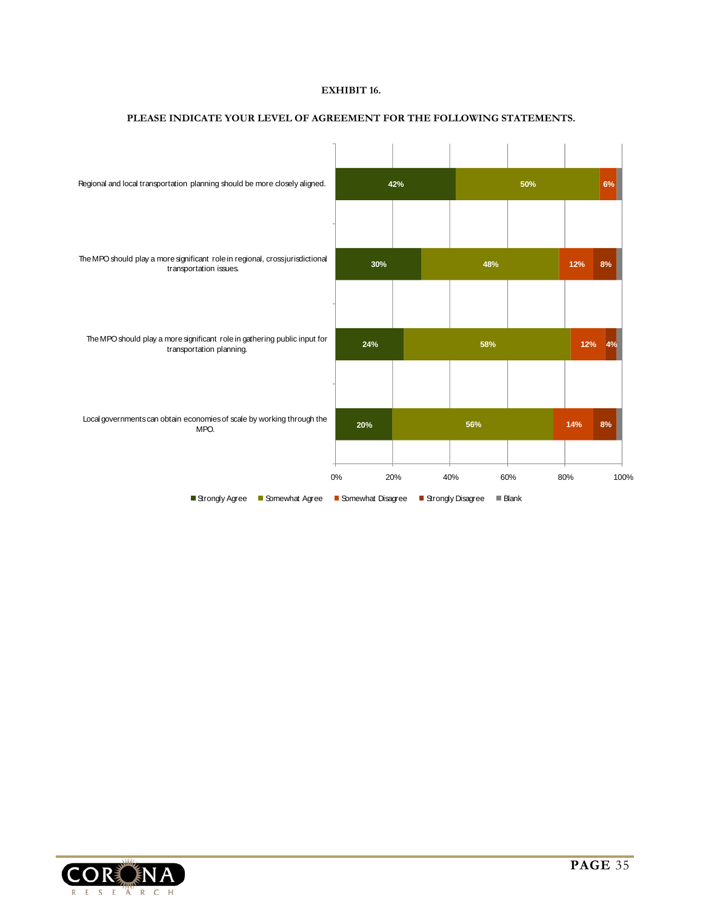**EXHIBIT 16.**

**PLEASE INDICATE YOUR LEVEL OF AGREEMENT FOR THE FOLLOWING STATEMENTS.**

| Statement | Strongly Agree | Somewhat Agree | Somewhat Disagree | Strongly Disagree | Blank |
|---|---|---|---|---|---|
| Regional and local transportation planning should be more closely aligned. | 42% | 50% | 6% | | |
| The MPO should play a more significant role in regional, crossjurisdictional transportation issues. | 30% | 48% | 12% | 8% | |
| The MPO should play a more significant role in gathering public input for transportation planning. | 24% | 58% | 12% | 4% | |
| Local governments can obtain economies of scale by working through the MPO. | 20% | 56% | 14% | 8% | |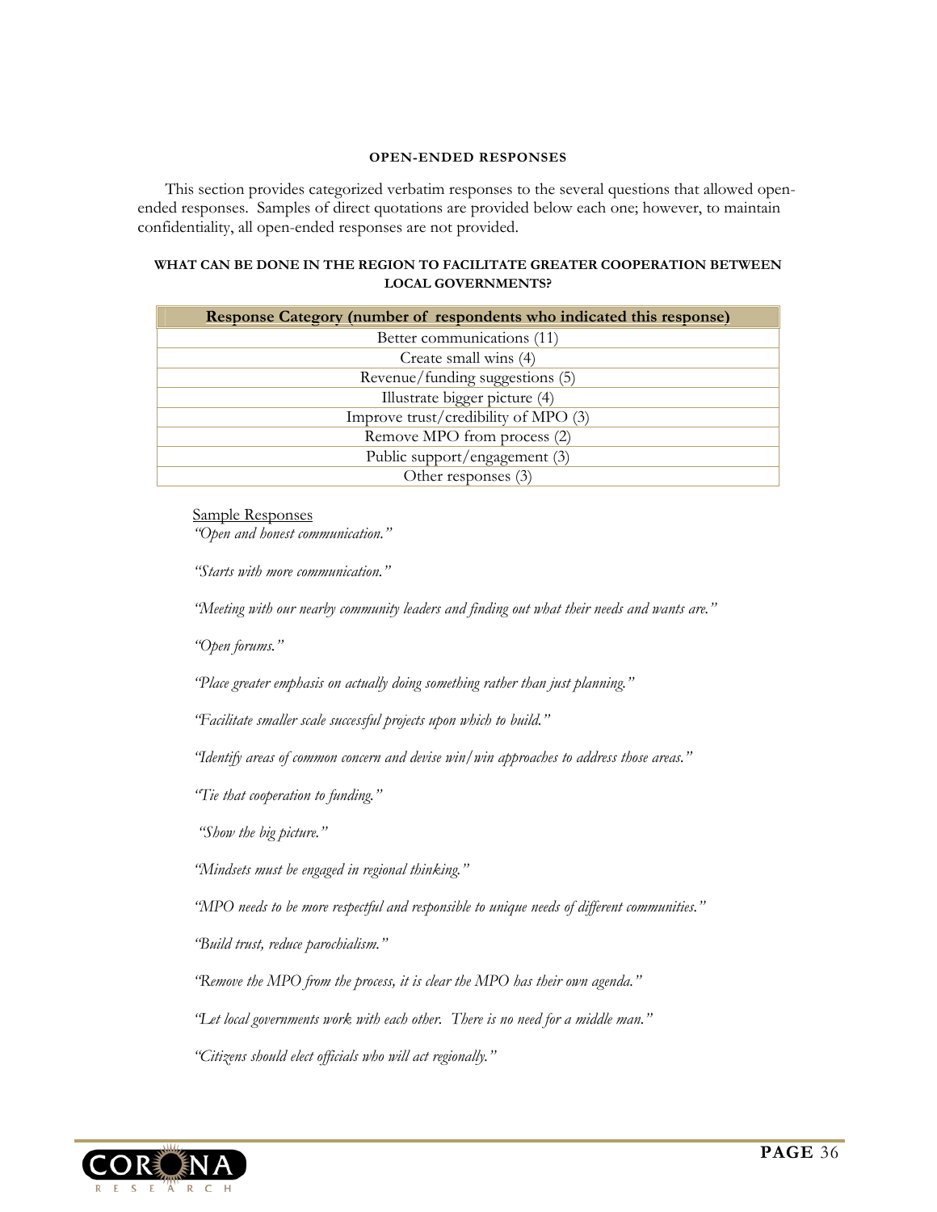## OPEN-ENDED RESPONSES

This section provides categorized verbatim responses to the several questions that allowed open-ended responses. Samples of direct quotations are provided below each one; however, to maintain confidentiality, all open-ended responses are not provided.

### WHAT CAN BE DONE IN THE REGION TO FACILITATE GREATER COOPERATION BETWEEN LOCAL GOVERNMENTS?

| Response Category (number of respondents who indicated this response) |
|---|
| Better communications (11) |
| Create small wins (4) |
| Revenue/funding suggestions (5) |
| Illustrate bigger picture (4) |
| Improve trust/credibility of MPO (3) |
| Remove MPO from process (2) |
| Public support/engagement (3) |
| Other responses (3) |

Sample Responses

*"Open and honest communication."*

*"Starts with more communication."*

*"Meeting with our nearby community leaders and finding out what their needs and wants are."*

*"Open forums."*

*"Place greater emphasis on actually doing something rather than just planning."*

*"Facilitate smaller scale successful projects upon which to build."*

*"Identify areas of common concern and devise win/win approaches to address those areas."*

*"Tie that cooperation to funding."*

*"Show the big picture."*

*"Mindsets must be engaged in regional thinking."*

*"MPO needs to be more respectful and responsible to unique needs of different communities."*

*"Build trust, reduce parochialism."*

*"Remove the MPO from the process, it is clear the MPO has their own agenda."*

*"Let local governments work with each other. There is no need for a middle man."*

*"Citizens should elect officials who will act regionally."*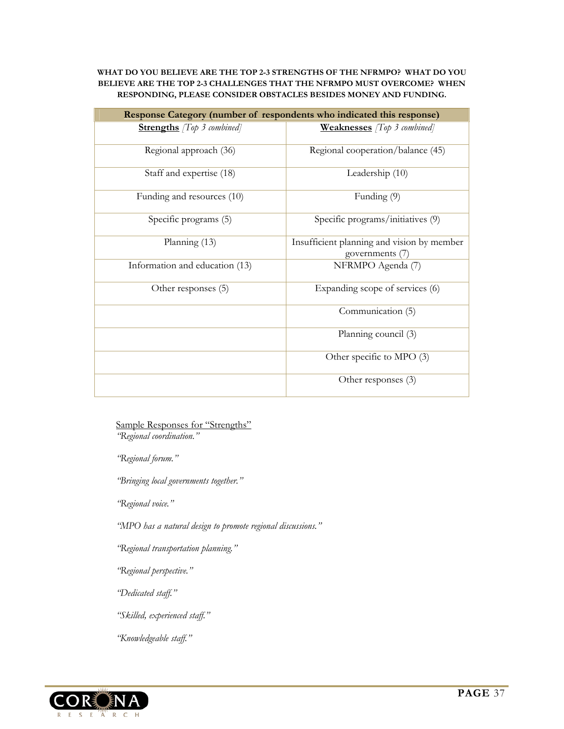**WHAT DO YOU BELIEVE ARE THE TOP 2-3 STRENGTHS OF THE NFRMPO? WHAT DO YOU BELIEVE ARE THE TOP 2-3 CHALLENGES THAT THE NFRMPO MUST OVERCOME? WHEN RESPONDING, PLEASE CONSIDER OBSTACLES BESIDES MONEY AND FUNDING.**

| **Response Category (number of respondents who indicated this response)** | |
|---|---|
| **Strengths** *[Top 3 combined]* | **Weaknesses** *[Top 3 combined]* |
| Regional approach (36) | Regional cooperation/balance (45) |
| Staff and expertise (18) | Leadership (10) |
| Funding and resources (10) | Funding (9) |
| Specific programs (5) | Specific programs/initiatives (9) |
| Planning (13) | Insufficient planning and vision by member governments (7) |
| Information and education (13) | NFRMPO Agenda (7) |
| Other responses (5) | Expanding scope of services (6) |
| | Communication (5) |
| | Planning council (3) |
| | Other specific to MPO (3) |
| | Other responses (3) |

Sample Responses for "Strengths"

*"Regional coordination."*

*"Regional forum."*

*"Bringing local governments together."*

*"Regional voice."*

*"MPO has a natural design to promote regional discussions."*

*"Regional transportation planning."*

*"Regional perspective."*

*"Dedicated staff."*

*"Skilled, experienced staff."*

*"Knowledgeable staff."*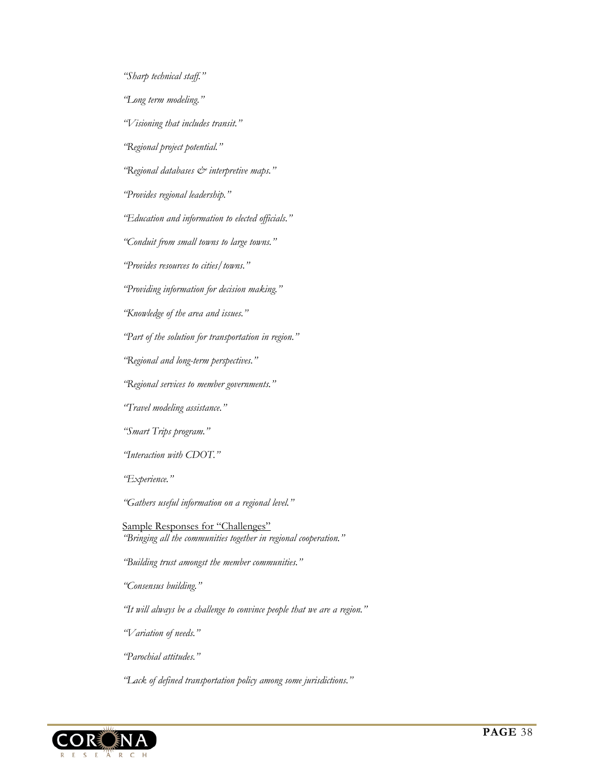*"Sharp technical staff."*

*"Long term modeling."*

*"Visioning that includes transit."*

*"Regional project potential."*

*"Regional databases & interpretive maps."*

*"Provides regional leadership."*

*"Education and information to elected officials."*

*"Conduit from small towns to large towns."*

*"Provides resources to cities/towns."*

*"Providing information for decision making."*

*"Knowledge of the area and issues."*

*"Part of the solution for transportation in region."*

*"Regional and long-term perspectives."*

*"Regional services to member governments."*

*"Travel modeling assistance."*

*"Smart Trips program."*

*"Interaction with CDOT."*

*"Experience."*

*"Gathers useful information on a regional level."*

<u>Sample Responses for "Challenges"</u>

*"Bringing all the communities together in regional cooperation."*

*"Building trust amongst the member communities."*

*"Consensus building."*

*"It will always be a challenge to convince people that we are a region."*

*"Variation of needs."*

*"Parochial attitudes."*

*"Lack of defined transportation policy among some jurisdictions."*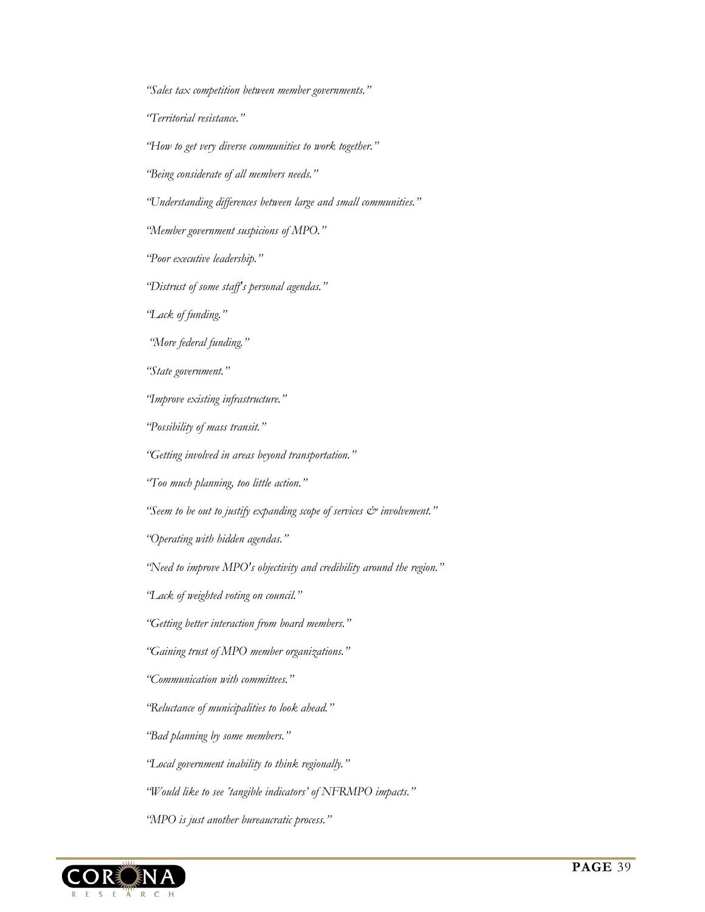*"Sales tax competition between member governments."*

*"Territorial resistance."*

*"How to get very diverse communities to work together."*

*"Being considerate of all members needs."*

*"Understanding differences between large and small communities."*

*"Member government suspicions of MPO."*

*"Poor executive leadership."*

*"Distrust of some staff's personal agendas."*

*"Lack of funding."*

*"More federal funding."*

*"State government."*

*"Improve existing infrastructure."*

*"Possibility of mass transit."*

*"Getting involved in areas beyond transportation."*

*"Too much planning, too little action."*

*"Seem to be out to justify expanding scope of services & involvement."*

*"Operating with hidden agendas."*

*"Need to improve MPO's objectivity and credibility around the region."*

*"Lack of weighted voting on council."*

*"Getting better interaction from board members."*

*"Gaining trust of MPO member organizations."*

*"Communication with committees."*

*"Reluctance of municipalities to look ahead."*

*"Bad planning by some members."*

*"Local government inability to think regionally."*

*"Would like to see 'tangible indicators' of NFRMPO impacts."*

*"MPO is just another bureaucratic process."*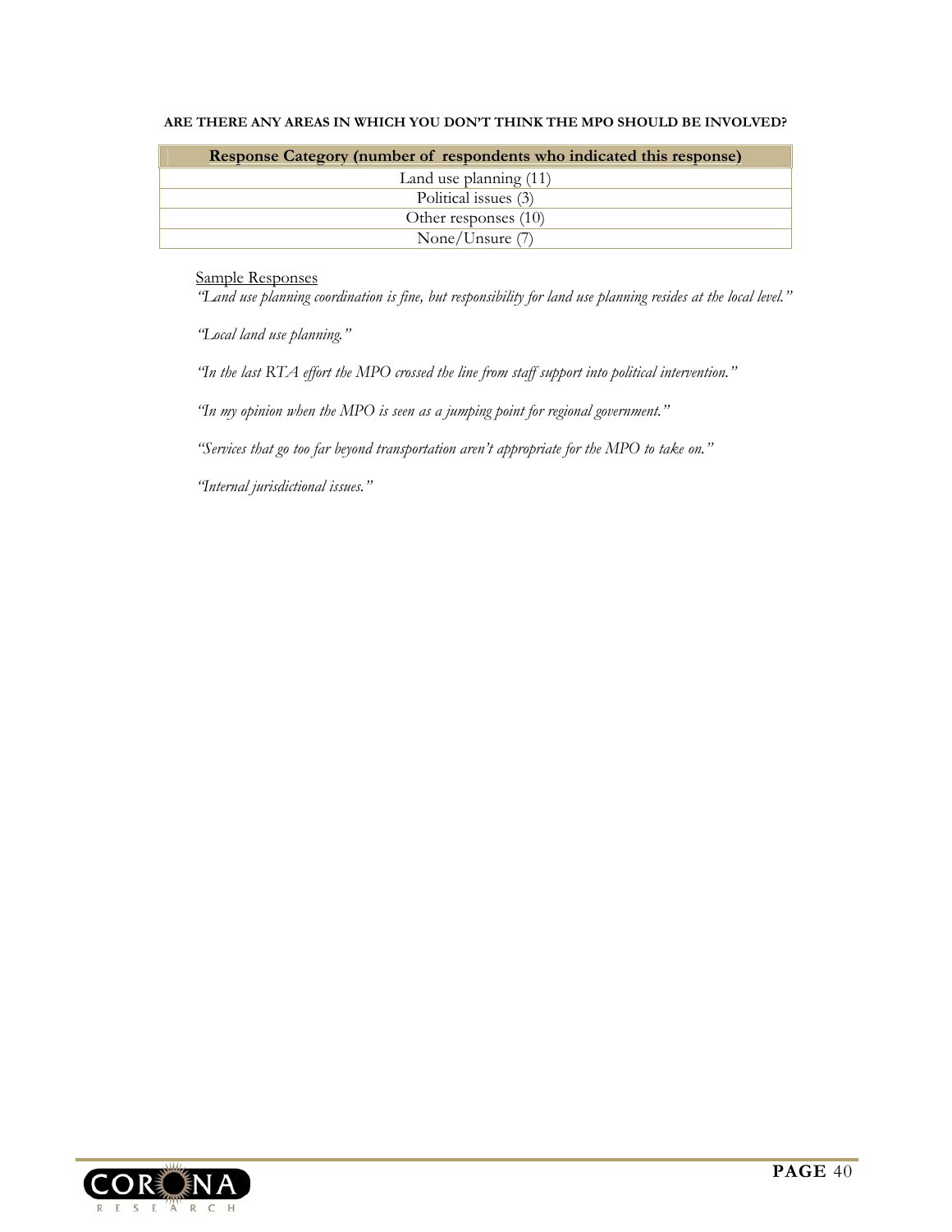**ARE THERE ANY AREAS IN WHICH YOU DON'T THINK THE MPO SHOULD BE INVOLVED?**

| Response Category (number of respondents who indicated this response) |
|---|
| Land use planning (11) |
| Political issues (3) |
| Other responses (10) |
| None/Unsure (7) |

Sample Responses

*"Land use planning coordination is fine, but responsibility for land use planning resides at the local level."*

*"Local land use planning."*

*"In the last RTA effort the MPO crossed the line from staff support into political intervention."*

*"In my opinion when the MPO is seen as a jumping point for regional government."*

*"Services that go too far beyond transportation aren't appropriate for the MPO to take on."*

*"Internal jurisdictional issues."*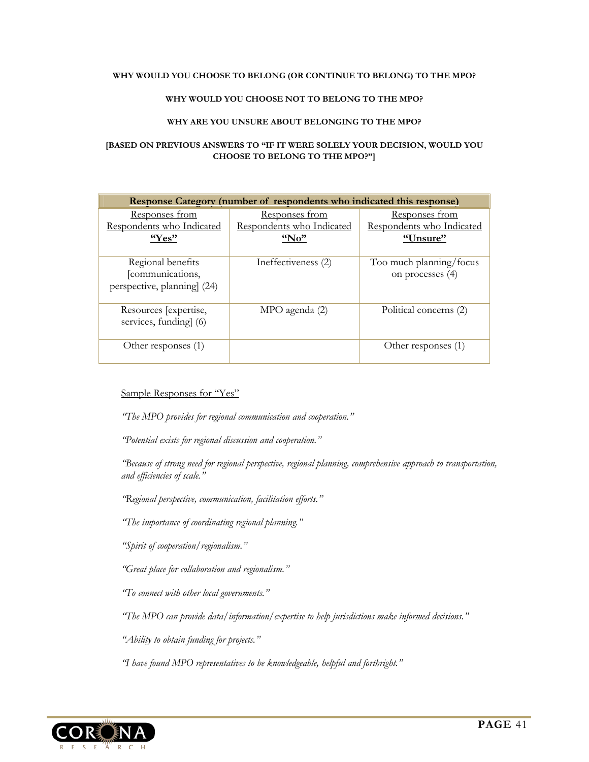**WHY WOULD YOU CHOOSE TO BELONG (OR CONTINUE TO BELONG) TO THE MPO?**

**WHY WOULD YOU CHOOSE NOT TO BELONG TO THE MPO?**

**WHY ARE YOU UNSURE ABOUT BELONGING TO THE MPO?**

**[BASED ON PREVIOUS ANSWERS TO "IF IT WERE SOLELY YOUR DECISION, WOULD YOU CHOOSE TO BELONG TO THE MPO?"]**

| Response Category (number of respondents who indicated this response) | | |
|---|---|---|
| Responses from Respondents who Indicated **"Yes"** | Responses from Respondents who Indicated **"No"** | Responses from Respondents who Indicated **"Unsure"** |
| Regional benefits [communications, perspective, planning] (24) | Ineffectiveness (2) | Too much planning/focus on processes (4) |
| Resources [expertise, services, funding] (6) | MPO agenda (2) | Political concerns (2) |
| Other responses (1) | | Other responses (1) |

Sample Responses for "Yes"

*"The MPO provides for regional communication and cooperation."*

*"Potential exists for regional discussion and cooperation."*

*"Because of strong need for regional perspective, regional planning, comprehensive approach to transportation, and efficiencies of scale."*

*"Regional perspective, communication, facilitation efforts."*

*"The importance of coordinating regional planning."*

*"Spirit of cooperation/regionalism."*

*"Great place for collaboration and regionalism."*

*"To connect with other local governments."*

*"The MPO can provide data/information/expertise to help jurisdictions make informed decisions."*

*"Ability to obtain funding for projects."*

*"I have found MPO representatives to be knowledgeable, helpful and forthright."*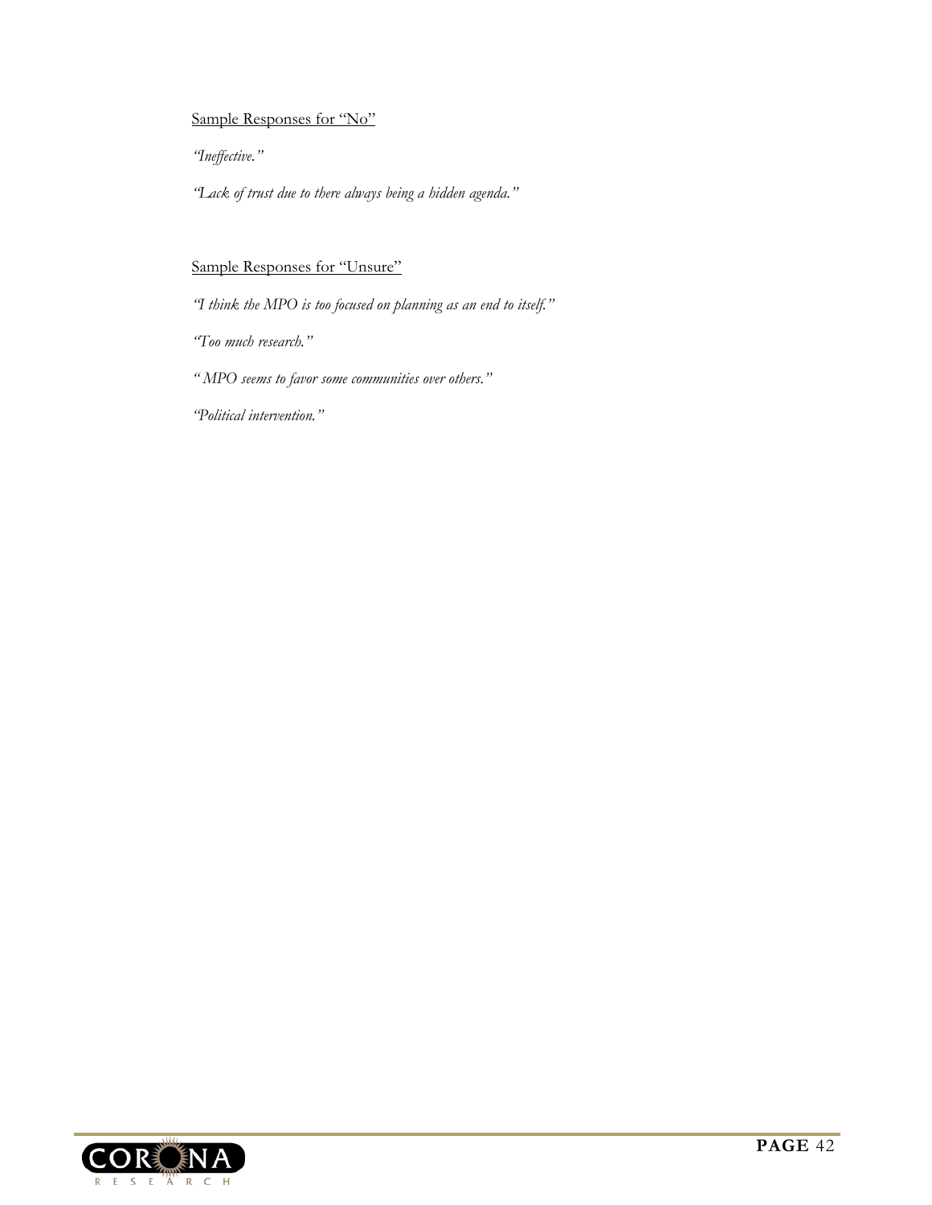Sample Responses for "No"

*"Ineffective."*

*"Lack of trust due to there always being a hidden agenda."*

Sample Responses for "Unsure"

*"I think the MPO is too focused on planning as an end to itself."*

*"Too much research."*

*" MPO seems to favor some communities over others."*

*"Political intervention."*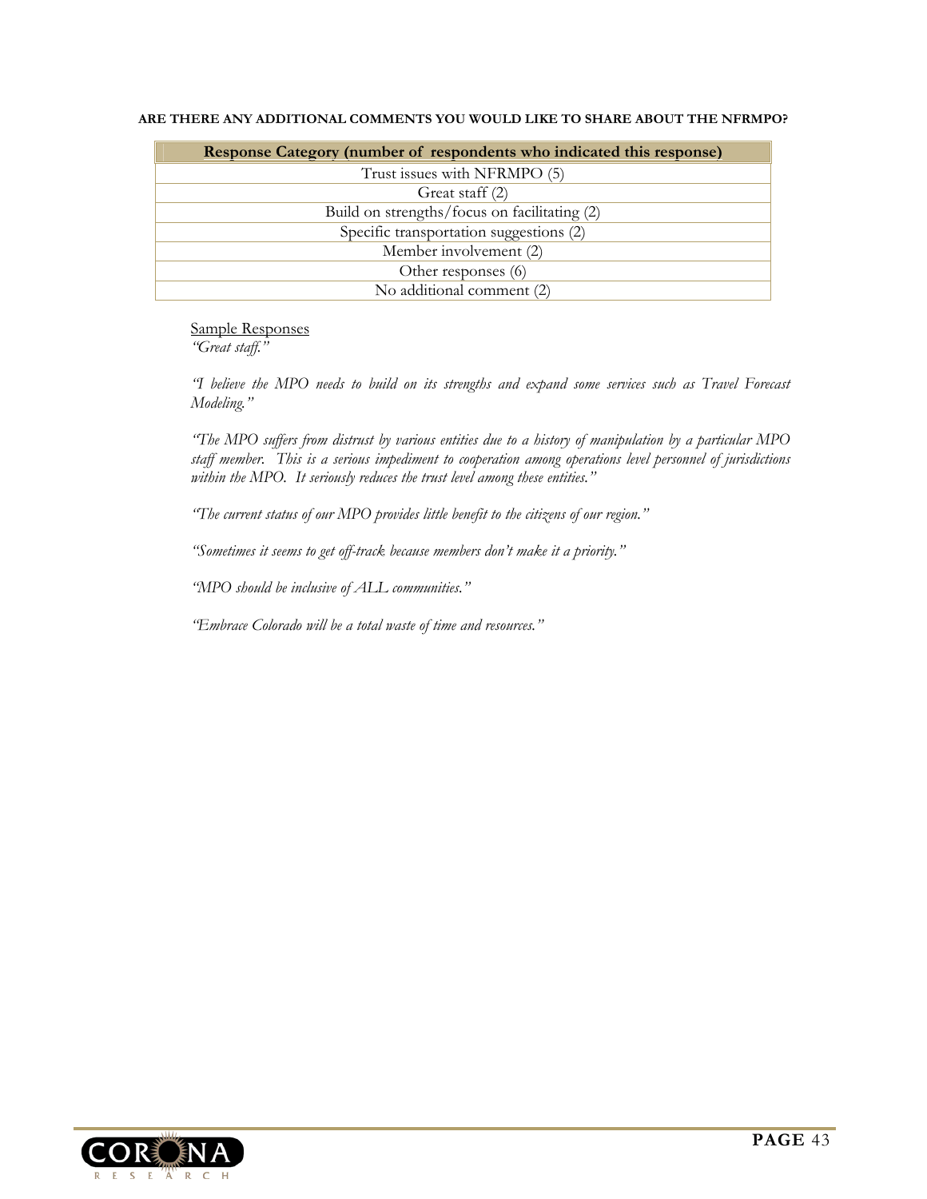**ARE THERE ANY ADDITIONAL COMMENTS YOU WOULD LIKE TO SHARE ABOUT THE NFRMPO?**

| Response Category (number of respondents who indicated this response) |
|---|
| Trust issues with NFRMPO (5) |
| Great staff (2) |
| Build on strengths/focus on facilitating (2) |
| Specific transportation suggestions (2) |
| Member involvement (2) |
| Other responses (6) |
| No additional comment (2) |

Sample Responses

*"Great staff."*

*"I believe the MPO needs to build on its strengths and expand some services such as Travel Forecast Modeling."*

*"The MPO suffers from distrust by various entities due to a history of manipulation by a particular MPO staff member. This is a serious impediment to cooperation among operations level personnel of jurisdictions within the MPO. It seriously reduces the trust level among these entities."*

*"The current status of our MPO provides little benefit to the citizens of our region."*

*"Sometimes it seems to get off-track because members don't make it a priority."*

*"MPO should be inclusive of ALL communities."*

*"Embrace Colorado will be a total waste of time and resources."*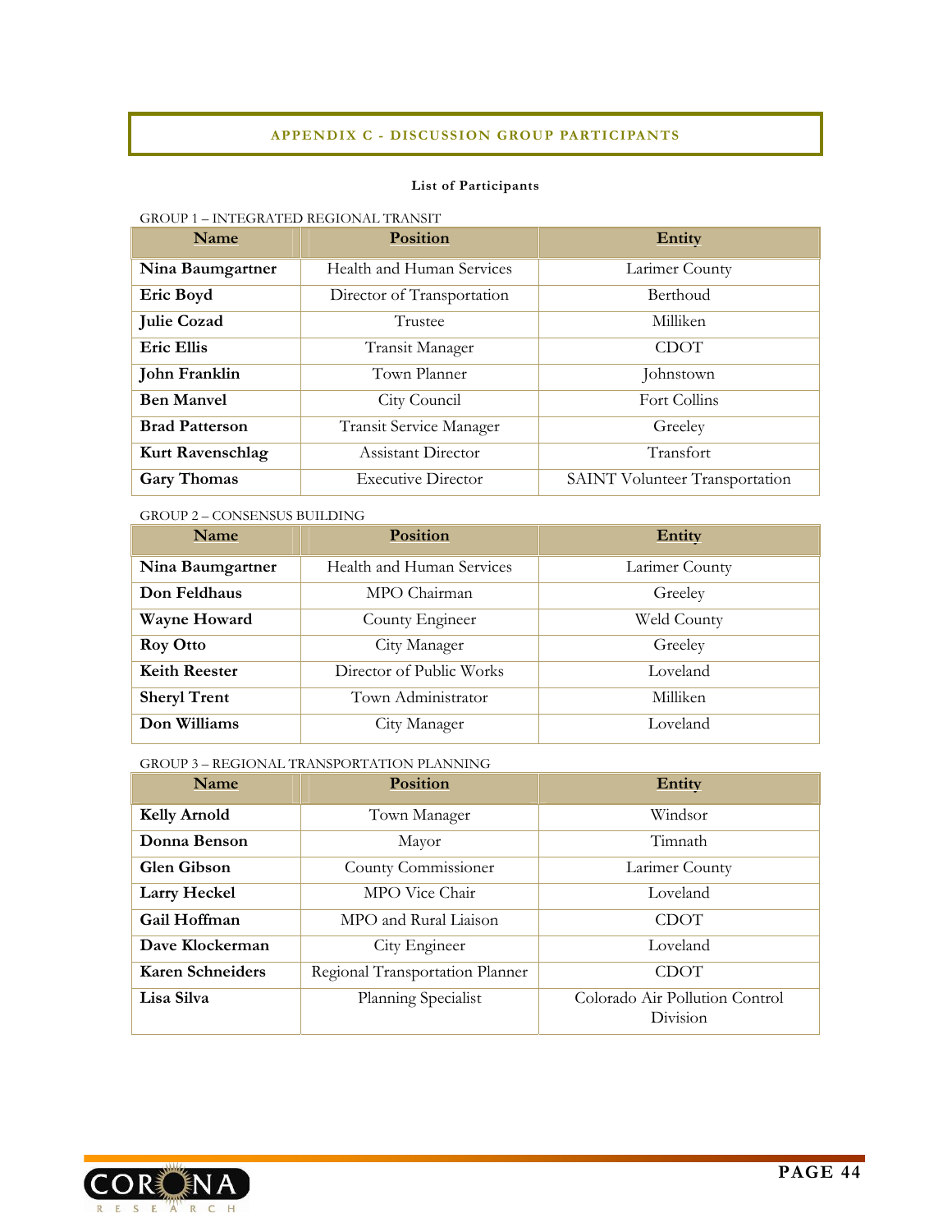## APPENDIX C - DISCUSSION GROUP PARTICIPANTS

**List of Participants**

GROUP 1 – INTEGRATED REGIONAL TRANSIT

| Name | Position | Entity |
|---|---|---|
| **Nina Baumgartner** | Health and Human Services | Larimer County |
| **Eric Boyd** | Director of Transportation | Berthoud |
| **Julie Cozad** | Trustee | Milliken |
| **Eric Ellis** | Transit Manager | CDOT |
| **John Franklin** | Town Planner | Johnstown |
| **Ben Manvel** | City Council | Fort Collins |
| **Brad Patterson** | Transit Service Manager | Greeley |
| **Kurt Ravenschlag** | Assistant Director | Transfort |
| **Gary Thomas** | Executive Director | SAINT Volunteer Transportation |

GROUP 2 – CONSENSUS BUILDING

| Name | Position | Entity |
|---|---|---|
| **Nina Baumgartner** | Health and Human Services | Larimer County |
| **Don Feldhaus** | MPO Chairman | Greeley |
| **Wayne Howard** | County Engineer | Weld County |
| **Roy Otto** | City Manager | Greeley |
| **Keith Reester** | Director of Public Works | Loveland |
| **Sheryl Trent** | Town Administrator | Milliken |
| **Don Williams** | City Manager | Loveland |

GROUP 3 – REGIONAL TRANSPORTATION PLANNING

| Name | Position | Entity |
|---|---|---|
| **Kelly Arnold** | Town Manager | Windsor |
| **Donna Benson** | Mayor | Timnath |
| **Glen Gibson** | County Commissioner | Larimer County |
| **Larry Heckel** | MPO Vice Chair | Loveland |
| **Gail Hoffman** | MPO and Rural Liaison | CDOT |
| **Dave Klockerman** | City Engineer | Loveland |
| **Karen Schneiders** | Regional Transportation Planner | CDOT |
| **Lisa Silva** | Planning Specialist | Colorado Air Pollution Control Division |